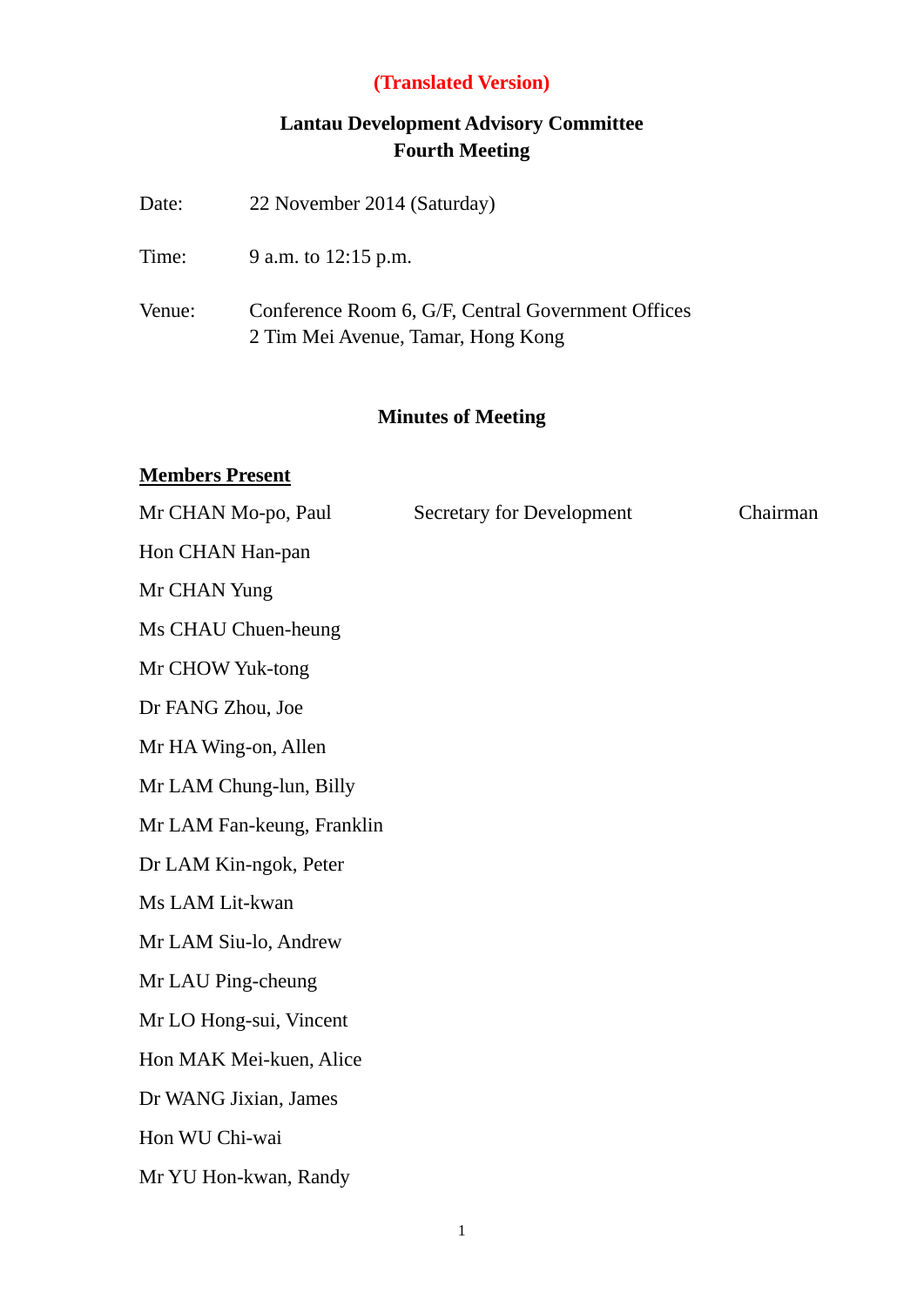**(Translated Version)**

# Lantau Development Advisory Committee
## Fourth Meeting

Date: 22 November 2014 (Saturday)

Time: 9 a.m. to 12:15 p.m.

Venue: Conference Room 6, G/F, Central Government Offices
2 Tim Mei Avenue, Tamar, Hong Kong

## Minutes of Meeting

**Members Present**

| | | |
|---|---|---|
| Mr CHAN Mo-po, Paul | Secretary for Development | Chairman |
| Hon CHAN Han-pan | | |
| Mr CHAN Yung | | |
| Ms CHAU Chuen-heung | | |
| Mr CHOW Yuk-tong | | |
| Dr FANG Zhou, Joe | | |
| Mr HA Wing-on, Allen | | |
| Mr LAM Chung-lun, Billy | | |
| Mr LAM Fan-keung, Franklin | | |
| Dr LAM Kin-ngok, Peter | | |
| Ms LAM Lit-kwan | | |
| Mr LAM Siu-lo, Andrew | | |
| Mr LAU Ping-cheung | | |
| Mr LO Hong-sui, Vincent | | |
| Hon MAK Mei-kuen, Alice | | |
| Dr WANG Jixian, James | | |
| Hon WU Chi-wai | | |
| Mr YU Hon-kwan, Randy | | |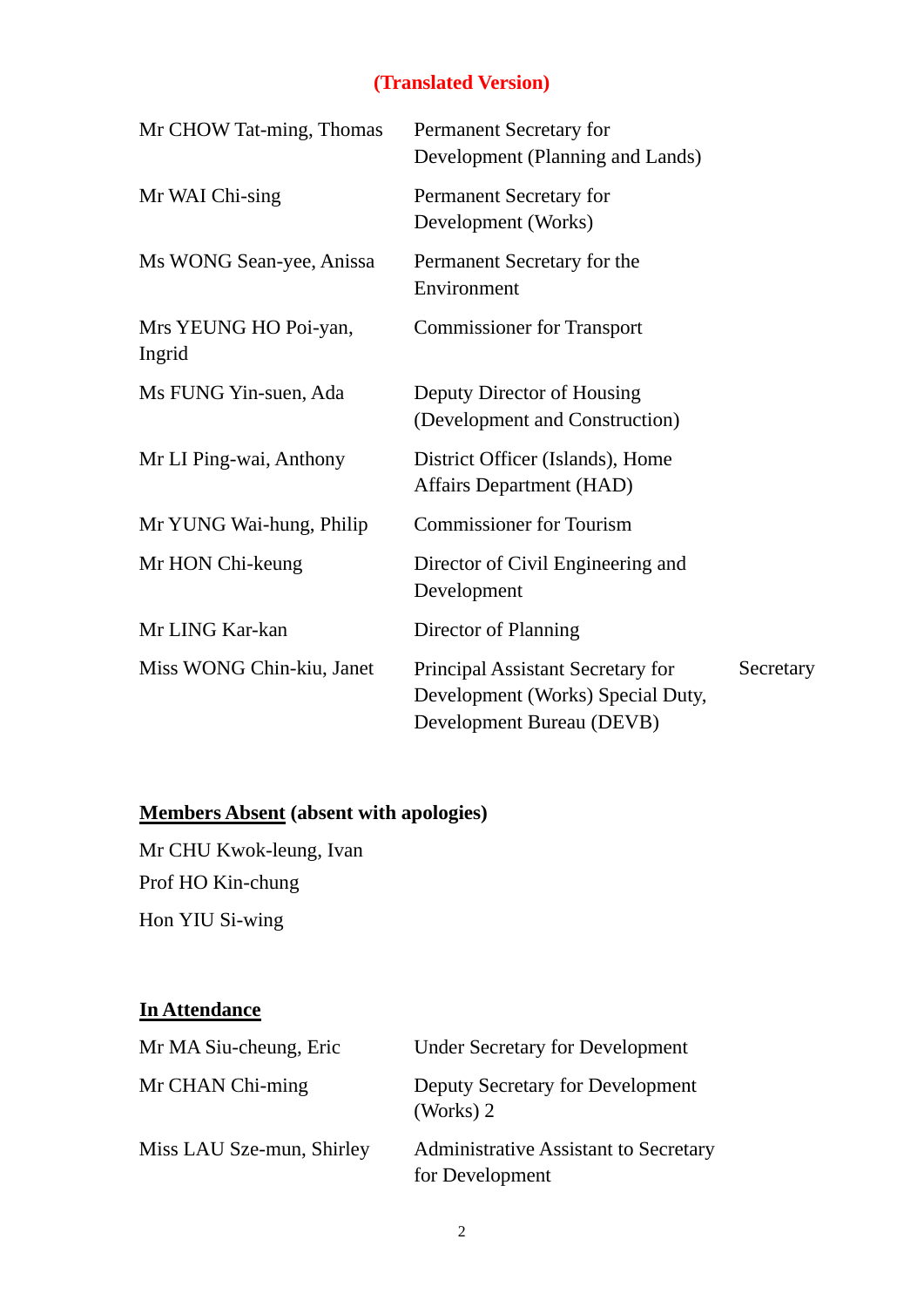**(Translated Version)**

| | | |
|---|---|---|
| Mr CHOW Tat-ming, Thomas | Permanent Secretary for Development (Planning and Lands) | |
| Mr WAI Chi-sing | Permanent Secretary for Development (Works) | |
| Ms WONG Sean-yee, Anissa | Permanent Secretary for the Environment | |
| Mrs YEUNG HO Poi-yan, Ingrid | Commissioner for Transport | |
| Ms FUNG Yin-suen, Ada | Deputy Director of Housing (Development and Construction) | |
| Mr LI Ping-wai, Anthony | District Officer (Islands), Home Affairs Department (HAD) | |
| Mr YUNG Wai-hung, Philip | Commissioner for Tourism | |
| Mr HON Chi-keung | Director of Civil Engineering and Development | |
| Mr LING Kar-kan | Director of Planning | |
| Miss WONG Chin-kiu, Janet | Principal Assistant Secretary for Development (Works) Special Duty, Development Bureau (DEVB) | Secretary |

**Members Absent (absent with apologies)**

Mr CHU Kwok-leung, Ivan

Prof HO Kin-chung

Hon YIU Si-wing

**In Attendance**

| | |
|---|---|
| Mr MA Siu-cheung, Eric | Under Secretary for Development |
| Mr CHAN Chi-ming | Deputy Secretary for Development (Works) 2 |
| Miss LAU Sze-mun, Shirley | Administrative Assistant to Secretary for Development |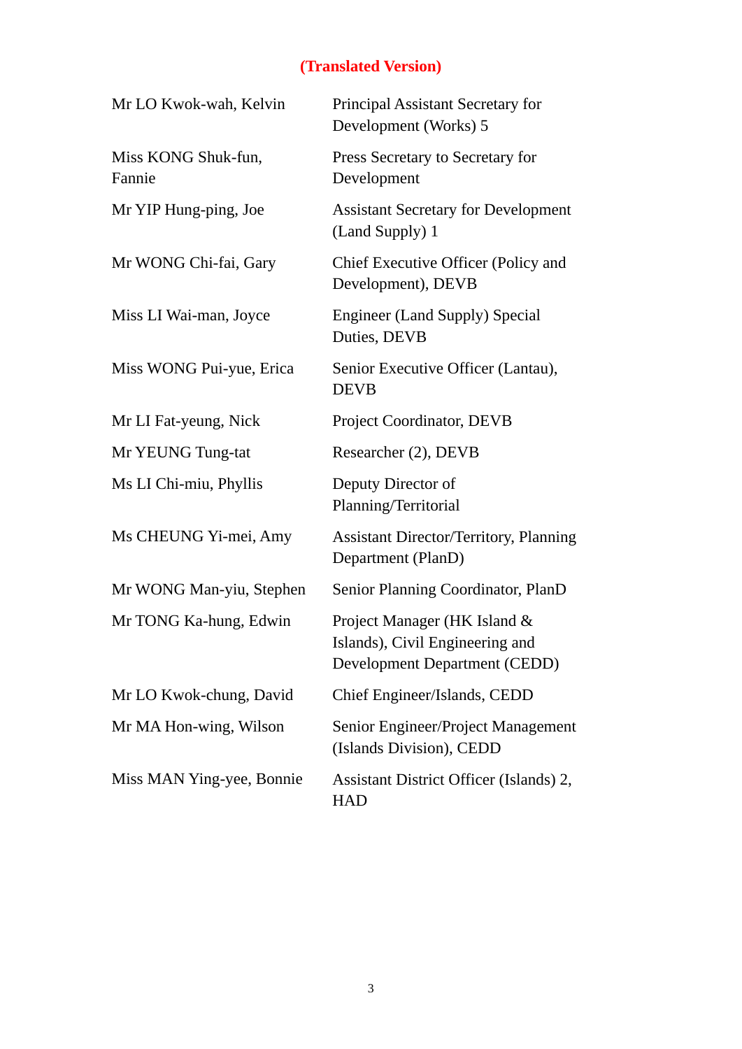**(Translated Version)**

| | |
|---|---|
| Mr LO Kwok-wah, Kelvin | Principal Assistant Secretary for Development (Works) 5 |
| Miss KONG Shuk-fun, Fannie | Press Secretary to Secretary for Development |
| Mr YIP Hung-ping, Joe | Assistant Secretary for Development (Land Supply) 1 |
| Mr WONG Chi-fai, Gary | Chief Executive Officer (Policy and Development), DEVB |
| Miss LI Wai-man, Joyce | Engineer (Land Supply) Special Duties, DEVB |
| Miss WONG Pui-yue, Erica | Senior Executive Officer (Lantau), DEVB |
| Mr LI Fat-yeung, Nick | Project Coordinator, DEVB |
| Mr YEUNG Tung-tat | Researcher (2), DEVB |
| Ms LI Chi-miu, Phyllis | Deputy Director of Planning/Territorial |
| Ms CHEUNG Yi-mei, Amy | Assistant Director/Territory, Planning Department (PlanD) |
| Mr WONG Man-yiu, Stephen | Senior Planning Coordinator, PlanD |
| Mr TONG Ka-hung, Edwin | Project Manager (HK Island & Islands), Civil Engineering and Development Department (CEDD) |
| Mr LO Kwok-chung, David | Chief Engineer/Islands, CEDD |
| Mr MA Hon-wing, Wilson | Senior Engineer/Project Management (Islands Division), CEDD |
| Miss MAN Ying-yee, Bonnie | Assistant District Officer (Islands) 2, HAD |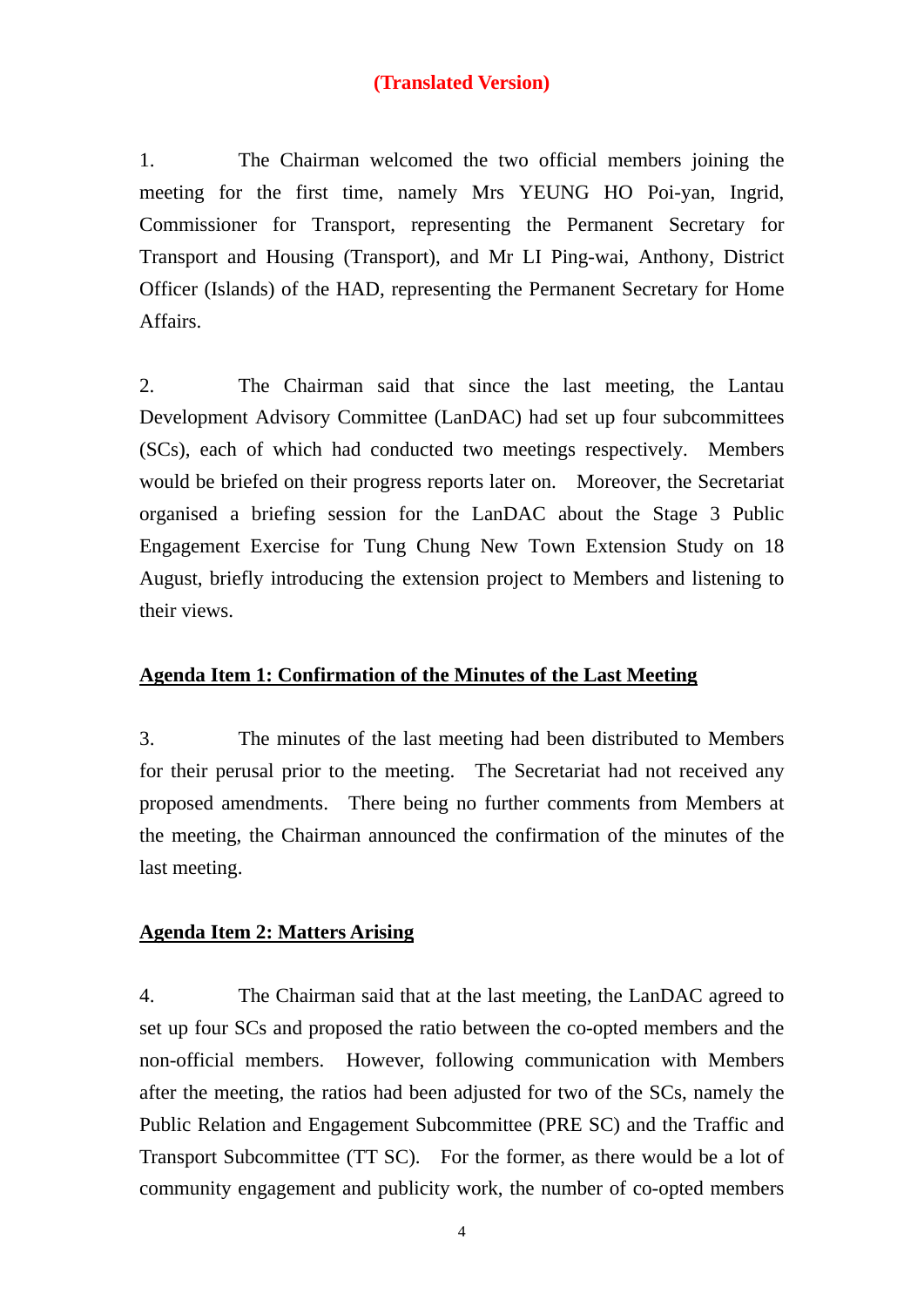**(Translated Version)**

1. The Chairman welcomed the two official members joining the meeting for the first time, namely Mrs YEUNG HO Poi-yan, Ingrid, Commissioner for Transport, representing the Permanent Secretary for Transport and Housing (Transport), and Mr LI Ping-wai, Anthony, District Officer (Islands) of the HAD, representing the Permanent Secretary for Home Affairs.

2. The Chairman said that since the last meeting, the Lantau Development Advisory Committee (LanDAC) had set up four subcommittees (SCs), each of which had conducted two meetings respectively. Members would be briefed on their progress reports later on. Moreover, the Secretariat organised a briefing session for the LanDAC about the Stage 3 Public Engagement Exercise for Tung Chung New Town Extension Study on 18 August, briefly introducing the extension project to Members and listening to their views.

## Agenda Item 1: Confirmation of the Minutes of the Last Meeting

3. The minutes of the last meeting had been distributed to Members for their perusal prior to the meeting. The Secretariat had not received any proposed amendments. There being no further comments from Members at the meeting, the Chairman announced the confirmation of the minutes of the last meeting.

## Agenda Item 2: Matters Arising

4. The Chairman said that at the last meeting, the LanDAC agreed to set up four SCs and proposed the ratio between the co-opted members and the non-official members. However, following communication with Members after the meeting, the ratios had been adjusted for two of the SCs, namely the Public Relation and Engagement Subcommittee (PRE SC) and the Traffic and Transport Subcommittee (TT SC). For the former, as there would be a lot of community engagement and publicity work, the number of co-opted members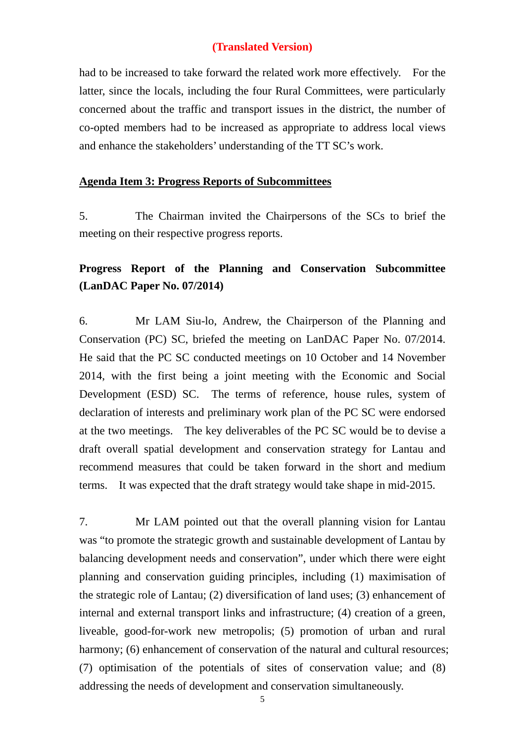**(Translated Version)**

had to be increased to take forward the related work more effectively. For the latter, since the locals, including the four Rural Committees, were particularly concerned about the traffic and transport issues in the district, the number of co-opted members had to be increased as appropriate to address local views and enhance the stakeholders' understanding of the TT SC's work.

**Agenda Item 3: Progress Reports of Subcommittees**

5. The Chairman invited the Chairpersons of the SCs to brief the meeting on their respective progress reports.

**Progress Report of the Planning and Conservation Subcommittee (LanDAC Paper No. 07/2014)**

6. Mr LAM Siu-lo, Andrew, the Chairperson of the Planning and Conservation (PC) SC, briefed the meeting on LanDAC Paper No. 07/2014. He said that the PC SC conducted meetings on 10 October and 14 November 2014, with the first being a joint meeting with the Economic and Social Development (ESD) SC. The terms of reference, house rules, system of declaration of interests and preliminary work plan of the PC SC were endorsed at the two meetings. The key deliverables of the PC SC would be to devise a draft overall spatial development and conservation strategy for Lantau and recommend measures that could be taken forward in the short and medium terms. It was expected that the draft strategy would take shape in mid-2015.

7. Mr LAM pointed out that the overall planning vision for Lantau was "to promote the strategic growth and sustainable development of Lantau by balancing development needs and conservation", under which there were eight planning and conservation guiding principles, including (1) maximisation of the strategic role of Lantau; (2) diversification of land uses; (3) enhancement of internal and external transport links and infrastructure; (4) creation of a green, liveable, good-for-work new metropolis; (5) promotion of urban and rural harmony; (6) enhancement of conservation of the natural and cultural resources; (7) optimisation of the potentials of sites of conservation value; and (8) addressing the needs of development and conservation simultaneously.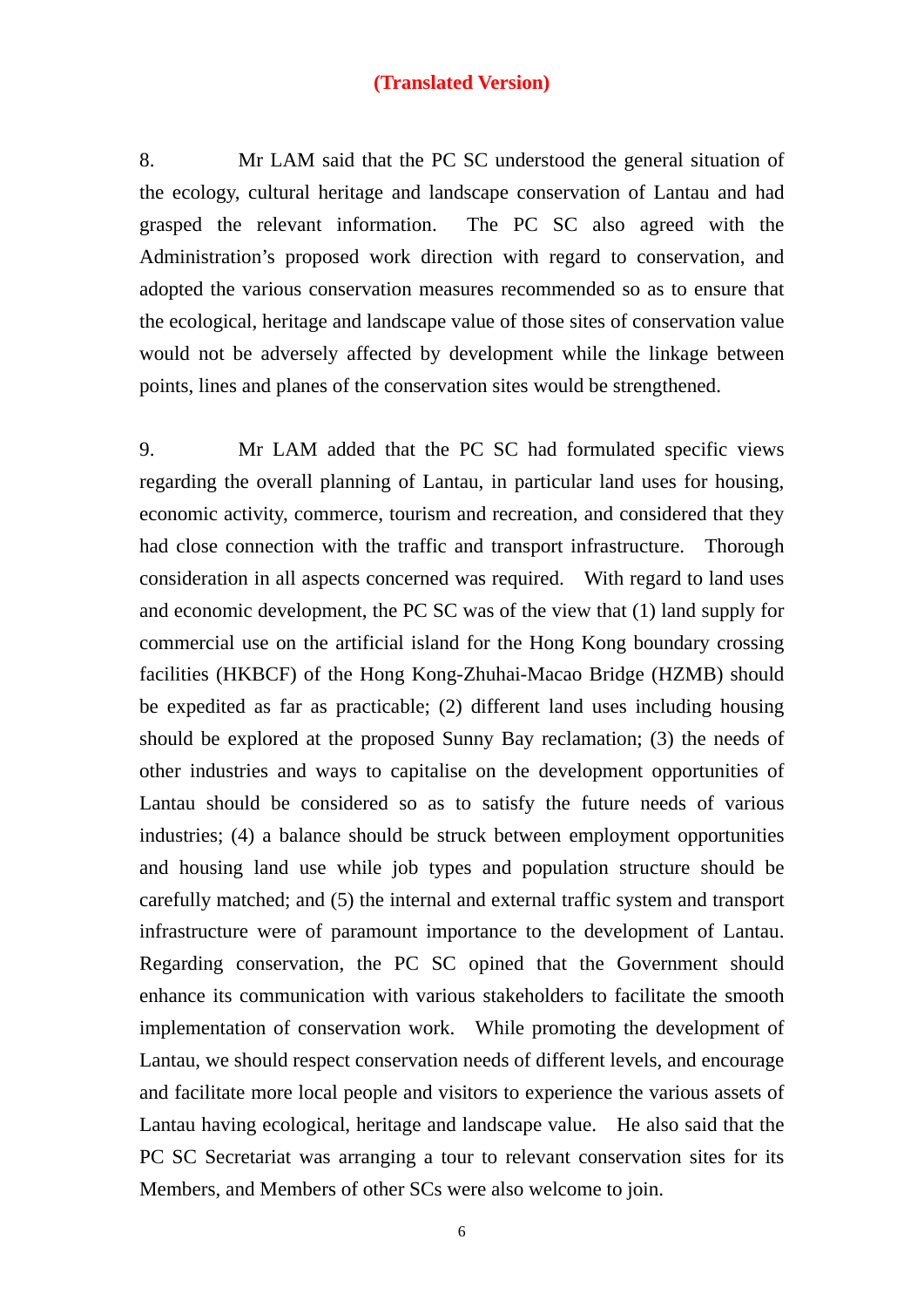**(Translated Version)**

8. Mr LAM said that the PC SC understood the general situation of the ecology, cultural heritage and landscape conservation of Lantau and had grasped the relevant information. The PC SC also agreed with the Administration's proposed work direction with regard to conservation, and adopted the various conservation measures recommended so as to ensure that the ecological, heritage and landscape value of those sites of conservation value would not be adversely affected by development while the linkage between points, lines and planes of the conservation sites would be strengthened.

9. Mr LAM added that the PC SC had formulated specific views regarding the overall planning of Lantau, in particular land uses for housing, economic activity, commerce, tourism and recreation, and considered that they had close connection with the traffic and transport infrastructure. Thorough consideration in all aspects concerned was required. With regard to land uses and economic development, the PC SC was of the view that (1) land supply for commercial use on the artificial island for the Hong Kong boundary crossing facilities (HKBCF) of the Hong Kong-Zhuhai-Macao Bridge (HZMB) should be expedited as far as practicable; (2) different land uses including housing should be explored at the proposed Sunny Bay reclamation; (3) the needs of other industries and ways to capitalise on the development opportunities of Lantau should be considered so as to satisfy the future needs of various industries; (4) a balance should be struck between employment opportunities and housing land use while job types and population structure should be carefully matched; and (5) the internal and external traffic system and transport infrastructure were of paramount importance to the development of Lantau. Regarding conservation, the PC SC opined that the Government should enhance its communication with various stakeholders to facilitate the smooth implementation of conservation work. While promoting the development of Lantau, we should respect conservation needs of different levels, and encourage and facilitate more local people and visitors to experience the various assets of Lantau having ecological, heritage and landscape value. He also said that the PC SC Secretariat was arranging a tour to relevant conservation sites for its Members, and Members of other SCs were also welcome to join.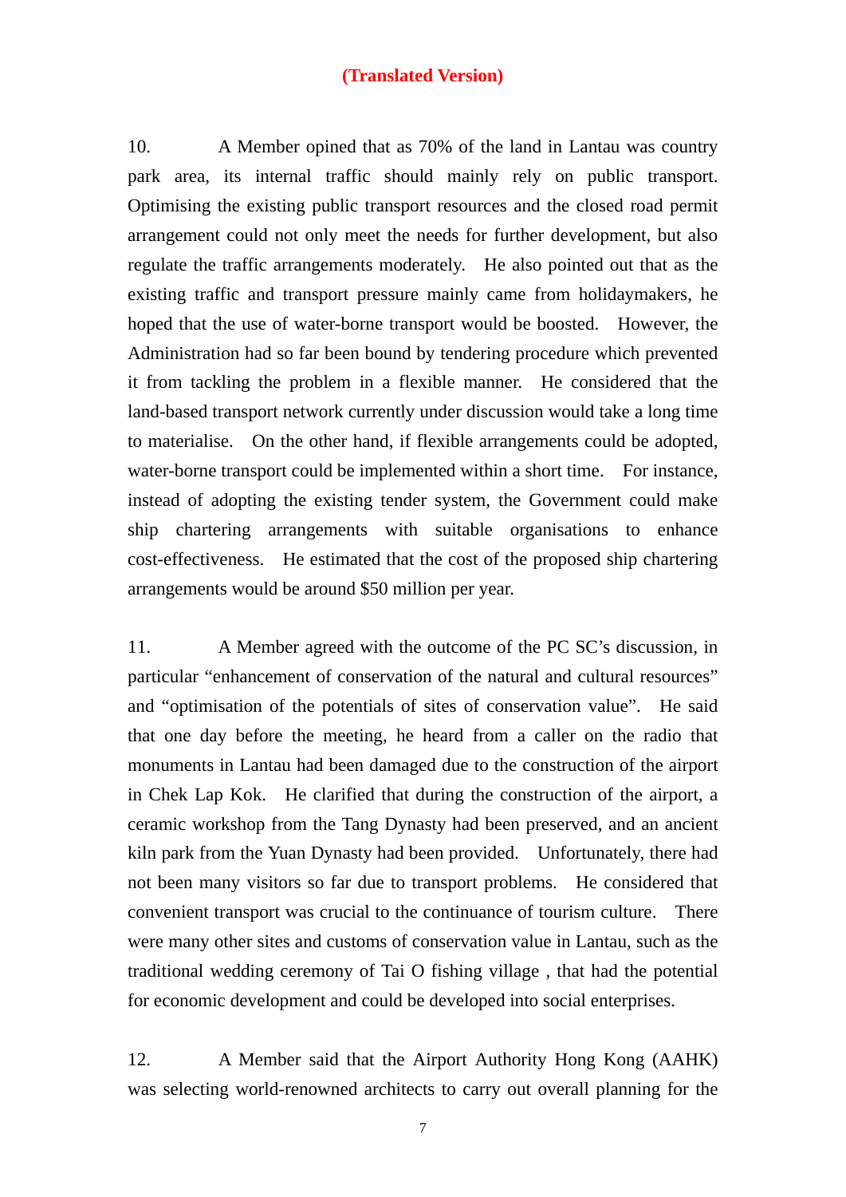**(Translated Version)**

10. A Member opined that as 70% of the land in Lantau was country park area, its internal traffic should mainly rely on public transport. Optimising the existing public transport resources and the closed road permit arrangement could not only meet the needs for further development, but also regulate the traffic arrangements moderately. He also pointed out that as the existing traffic and transport pressure mainly came from holidaymakers, he hoped that the use of water-borne transport would be boosted. However, the Administration had so far been bound by tendering procedure which prevented it from tackling the problem in a flexible manner. He considered that the land-based transport network currently under discussion would take a long time to materialise. On the other hand, if flexible arrangements could be adopted, water-borne transport could be implemented within a short time. For instance, instead of adopting the existing tender system, the Government could make ship chartering arrangements with suitable organisations to enhance cost-effectiveness. He estimated that the cost of the proposed ship chartering arrangements would be around $50 million per year.

11. A Member agreed with the outcome of the PC SC's discussion, in particular "enhancement of conservation of the natural and cultural resources" and "optimisation of the potentials of sites of conservation value". He said that one day before the meeting, he heard from a caller on the radio that monuments in Lantau had been damaged due to the construction of the airport in Chek Lap Kok. He clarified that during the construction of the airport, a ceramic workshop from the Tang Dynasty had been preserved, and an ancient kiln park from the Yuan Dynasty had been provided. Unfortunately, there had not been many visitors so far due to transport problems. He considered that convenient transport was crucial to the continuance of tourism culture. There were many other sites and customs of conservation value in Lantau, such as the traditional wedding ceremony of Tai O fishing village , that had the potential for economic development and could be developed into social enterprises.

12. A Member said that the Airport Authority Hong Kong (AAHK) was selecting world-renowned architects to carry out overall planning for the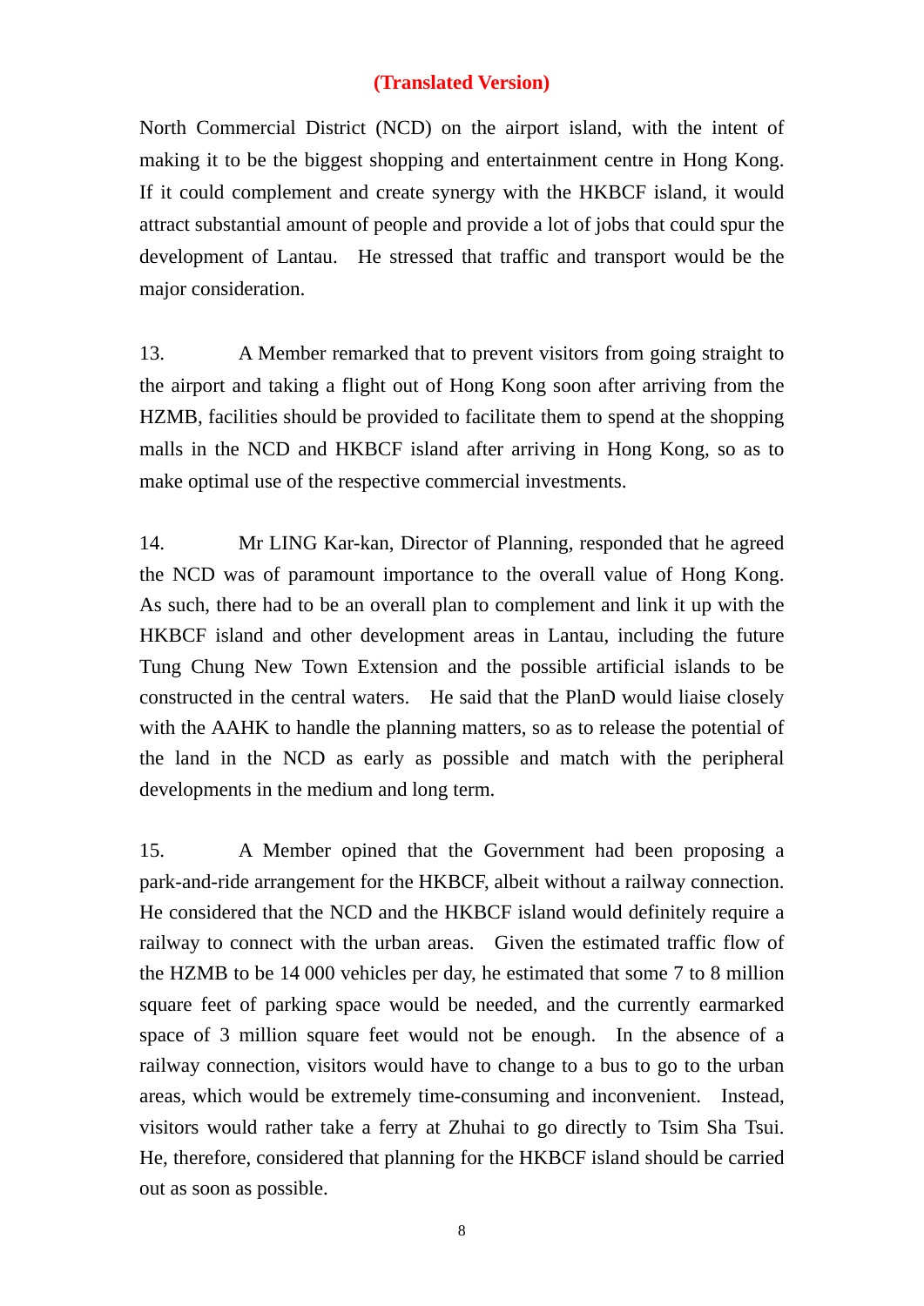**(Translated Version)**

North Commercial District (NCD) on the airport island, with the intent of making it to be the biggest shopping and entertainment centre in Hong Kong. If it could complement and create synergy with the HKBCF island, it would attract substantial amount of people and provide a lot of jobs that could spur the development of Lantau. He stressed that traffic and transport would be the major consideration.

13. A Member remarked that to prevent visitors from going straight to the airport and taking a flight out of Hong Kong soon after arriving from the HZMB, facilities should be provided to facilitate them to spend at the shopping malls in the NCD and HKBCF island after arriving in Hong Kong, so as to make optimal use of the respective commercial investments.

14. Mr LING Kar-kan, Director of Planning, responded that he agreed the NCD was of paramount importance to the overall value of Hong Kong. As such, there had to be an overall plan to complement and link it up with the HKBCF island and other development areas in Lantau, including the future Tung Chung New Town Extension and the possible artificial islands to be constructed in the central waters. He said that the PlanD would liaise closely with the AAHK to handle the planning matters, so as to release the potential of the land in the NCD as early as possible and match with the peripheral developments in the medium and long term.

15. A Member opined that the Government had been proposing a park-and-ride arrangement for the HKBCF, albeit without a railway connection. He considered that the NCD and the HKBCF island would definitely require a railway to connect with the urban areas. Given the estimated traffic flow of the HZMB to be 14 000 vehicles per day, he estimated that some 7 to 8 million square feet of parking space would be needed, and the currently earmarked space of 3 million square feet would not be enough. In the absence of a railway connection, visitors would have to change to a bus to go to the urban areas, which would be extremely time-consuming and inconvenient. Instead, visitors would rather take a ferry at Zhuhai to go directly to Tsim Sha Tsui. He, therefore, considered that planning for the HKBCF island should be carried out as soon as possible.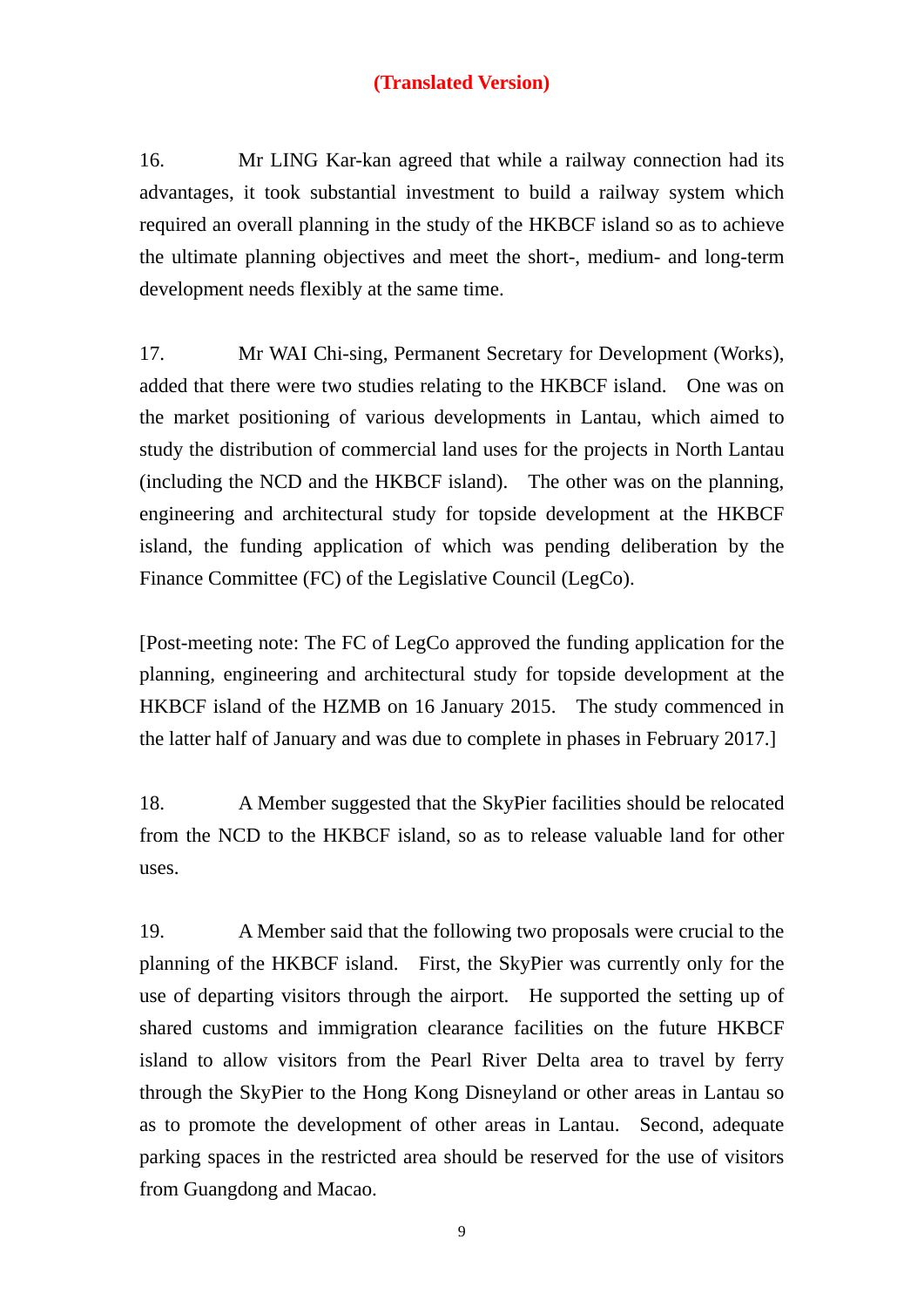**(Translated Version)**

16. Mr LING Kar-kan agreed that while a railway connection had its advantages, it took substantial investment to build a railway system which required an overall planning in the study of the HKBCF island so as to achieve the ultimate planning objectives and meet the short-, medium- and long-term development needs flexibly at the same time.

17. Mr WAI Chi-sing, Permanent Secretary for Development (Works), added that there were two studies relating to the HKBCF island. One was on the market positioning of various developments in Lantau, which aimed to study the distribution of commercial land uses for the projects in North Lantau (including the NCD and the HKBCF island). The other was on the planning, engineering and architectural study for topside development at the HKBCF island, the funding application of which was pending deliberation by the Finance Committee (FC) of the Legislative Council (LegCo).

[Post-meeting note: The FC of LegCo approved the funding application for the planning, engineering and architectural study for topside development at the HKBCF island of the HZMB on 16 January 2015. The study commenced in the latter half of January and was due to complete in phases in February 2017.]

18. A Member suggested that the SkyPier facilities should be relocated from the NCD to the HKBCF island, so as to release valuable land for other uses.

19. A Member said that the following two proposals were crucial to the planning of the HKBCF island. First, the SkyPier was currently only for the use of departing visitors through the airport. He supported the setting up of shared customs and immigration clearance facilities on the future HKBCF island to allow visitors from the Pearl River Delta area to travel by ferry through the SkyPier to the Hong Kong Disneyland or other areas in Lantau so as to promote the development of other areas in Lantau. Second, adequate parking spaces in the restricted area should be reserved for the use of visitors from Guangdong and Macao.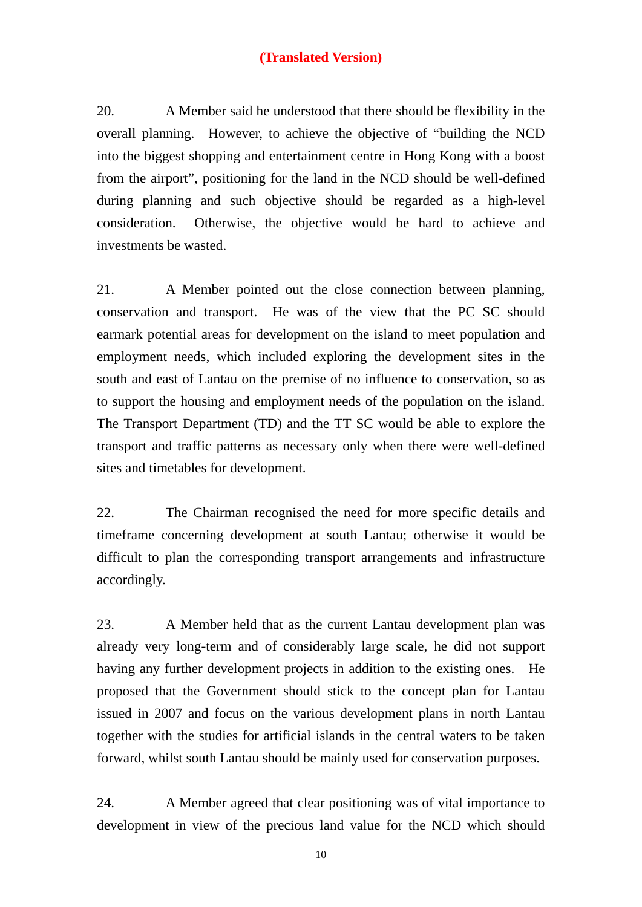**(Translated Version)**

20. A Member said he understood that there should be flexibility in the overall planning. However, to achieve the objective of "building the NCD into the biggest shopping and entertainment centre in Hong Kong with a boost from the airport", positioning for the land in the NCD should be well-defined during planning and such objective should be regarded as a high-level consideration. Otherwise, the objective would be hard to achieve and investments be wasted.

21. A Member pointed out the close connection between planning, conservation and transport. He was of the view that the PC SC should earmark potential areas for development on the island to meet population and employment needs, which included exploring the development sites in the south and east of Lantau on the premise of no influence to conservation, so as to support the housing and employment needs of the population on the island. The Transport Department (TD) and the TT SC would be able to explore the transport and traffic patterns as necessary only when there were well-defined sites and timetables for development.

22. The Chairman recognised the need for more specific details and timeframe concerning development at south Lantau; otherwise it would be difficult to plan the corresponding transport arrangements and infrastructure accordingly.

23. A Member held that as the current Lantau development plan was already very long-term and of considerably large scale, he did not support having any further development projects in addition to the existing ones. He proposed that the Government should stick to the concept plan for Lantau issued in 2007 and focus on the various development plans in north Lantau together with the studies for artificial islands in the central waters to be taken forward, whilst south Lantau should be mainly used for conservation purposes.

24. A Member agreed that clear positioning was of vital importance to development in view of the precious land value for the NCD which should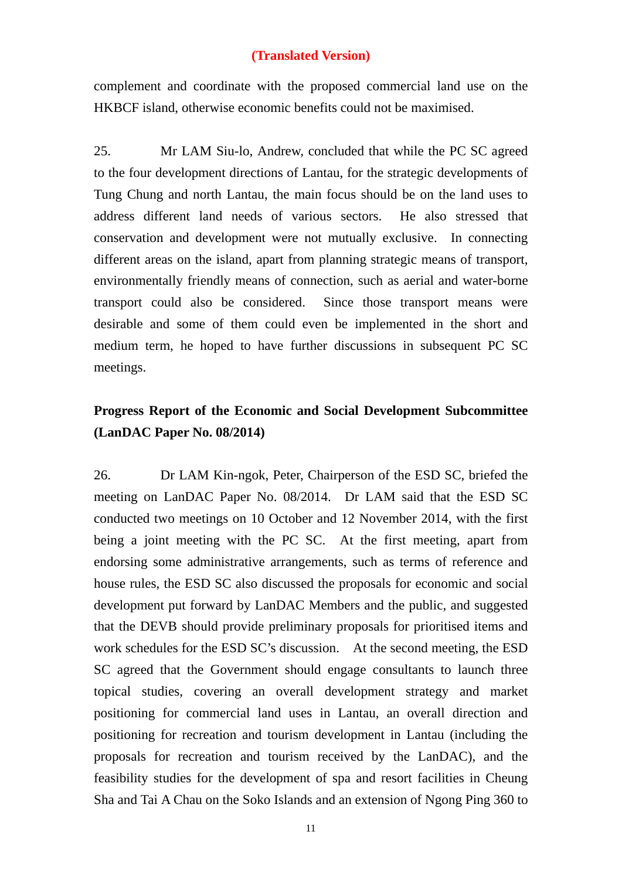**(Translated Version)**

complement and coordinate with the proposed commercial land use on the HKBCF island, otherwise economic benefits could not be maximised.

25. Mr LAM Siu-lo, Andrew, concluded that while the PC SC agreed to the four development directions of Lantau, for the strategic developments of Tung Chung and north Lantau, the main focus should be on the land uses to address different land needs of various sectors. He also stressed that conservation and development were not mutually exclusive. In connecting different areas on the island, apart from planning strategic means of transport, environmentally friendly means of connection, such as aerial and water-borne transport could also be considered. Since those transport means were desirable and some of them could even be implemented in the short and medium term, he hoped to have further discussions in subsequent PC SC meetings.

**Progress Report of the Economic and Social Development Subcommittee (LanDAC Paper No. 08/2014)**

26. Dr LAM Kin-ngok, Peter, Chairperson of the ESD SC, briefed the meeting on LanDAC Paper No. 08/2014. Dr LAM said that the ESD SC conducted two meetings on 10 October and 12 November 2014, with the first being a joint meeting with the PC SC. At the first meeting, apart from endorsing some administrative arrangements, such as terms of reference and house rules, the ESD SC also discussed the proposals for economic and social development put forward by LanDAC Members and the public, and suggested that the DEVB should provide preliminary proposals for prioritised items and work schedules for the ESD SC's discussion. At the second meeting, the ESD SC agreed that the Government should engage consultants to launch three topical studies, covering an overall development strategy and market positioning for commercial land uses in Lantau, an overall direction and positioning for recreation and tourism development in Lantau (including the proposals for recreation and tourism received by the LanDAC), and the feasibility studies for the development of spa and resort facilities in Cheung Sha and Tai A Chau on the Soko Islands and an extension of Ngong Ping 360 to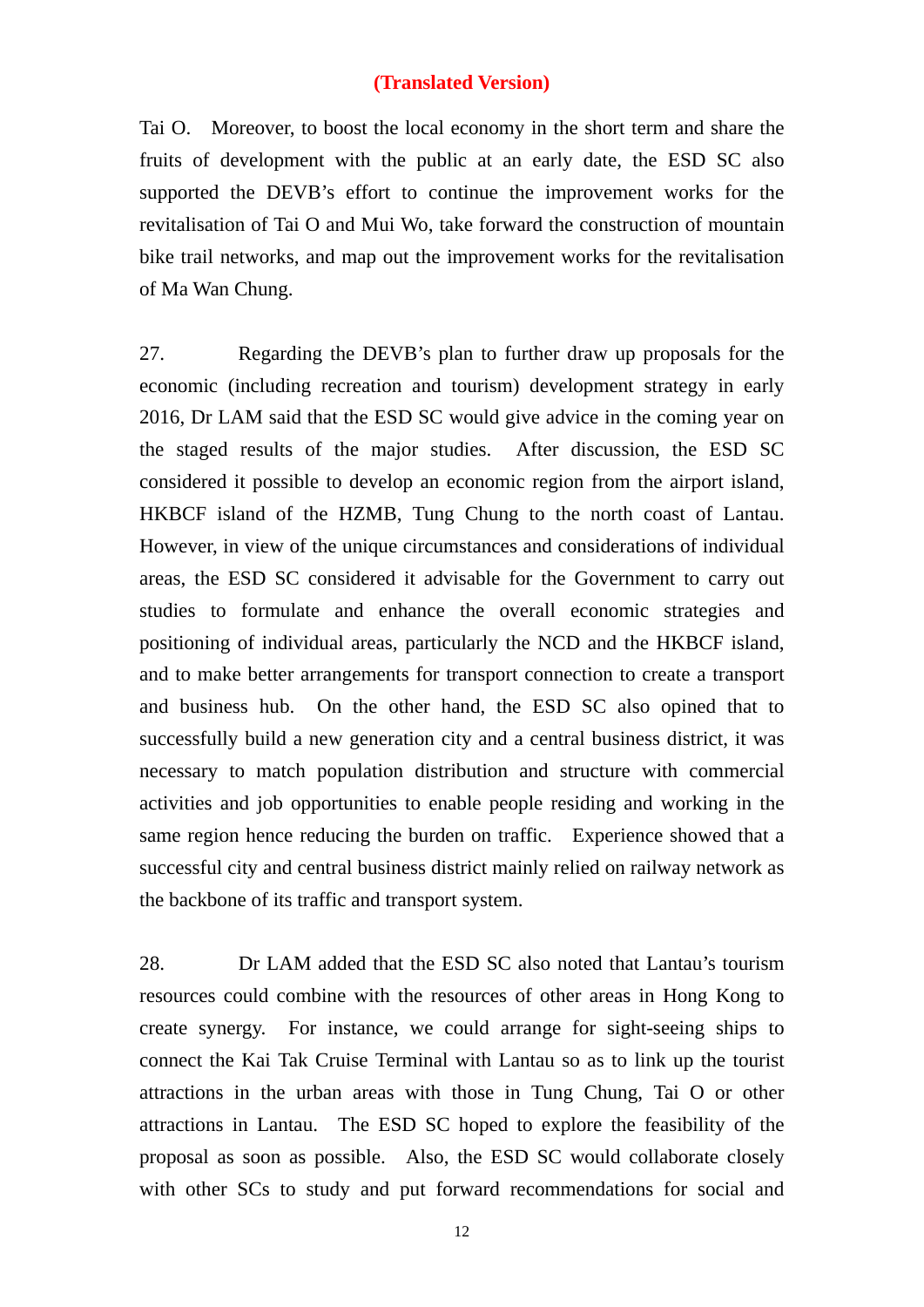**(Translated Version)**

Tai O. Moreover, to boost the local economy in the short term and share the fruits of development with the public at an early date, the ESD SC also supported the DEVB's effort to continue the improvement works for the revitalisation of Tai O and Mui Wo, take forward the construction of mountain bike trail networks, and map out the improvement works for the revitalisation of Ma Wan Chung.

27. Regarding the DEVB's plan to further draw up proposals for the economic (including recreation and tourism) development strategy in early 2016, Dr LAM said that the ESD SC would give advice in the coming year on the staged results of the major studies. After discussion, the ESD SC considered it possible to develop an economic region from the airport island, HKBCF island of the HZMB, Tung Chung to the north coast of Lantau. However, in view of the unique circumstances and considerations of individual areas, the ESD SC considered it advisable for the Government to carry out studies to formulate and enhance the overall economic strategies and positioning of individual areas, particularly the NCD and the HKBCF island, and to make better arrangements for transport connection to create a transport and business hub. On the other hand, the ESD SC also opined that to successfully build a new generation city and a central business district, it was necessary to match population distribution and structure with commercial activities and job opportunities to enable people residing and working in the same region hence reducing the burden on traffic. Experience showed that a successful city and central business district mainly relied on railway network as the backbone of its traffic and transport system.

28. Dr LAM added that the ESD SC also noted that Lantau's tourism resources could combine with the resources of other areas in Hong Kong to create synergy. For instance, we could arrange for sight-seeing ships to connect the Kai Tak Cruise Terminal with Lantau so as to link up the tourist attractions in the urban areas with those in Tung Chung, Tai O or other attractions in Lantau. The ESD SC hoped to explore the feasibility of the proposal as soon as possible. Also, the ESD SC would collaborate closely with other SCs to study and put forward recommendations for social and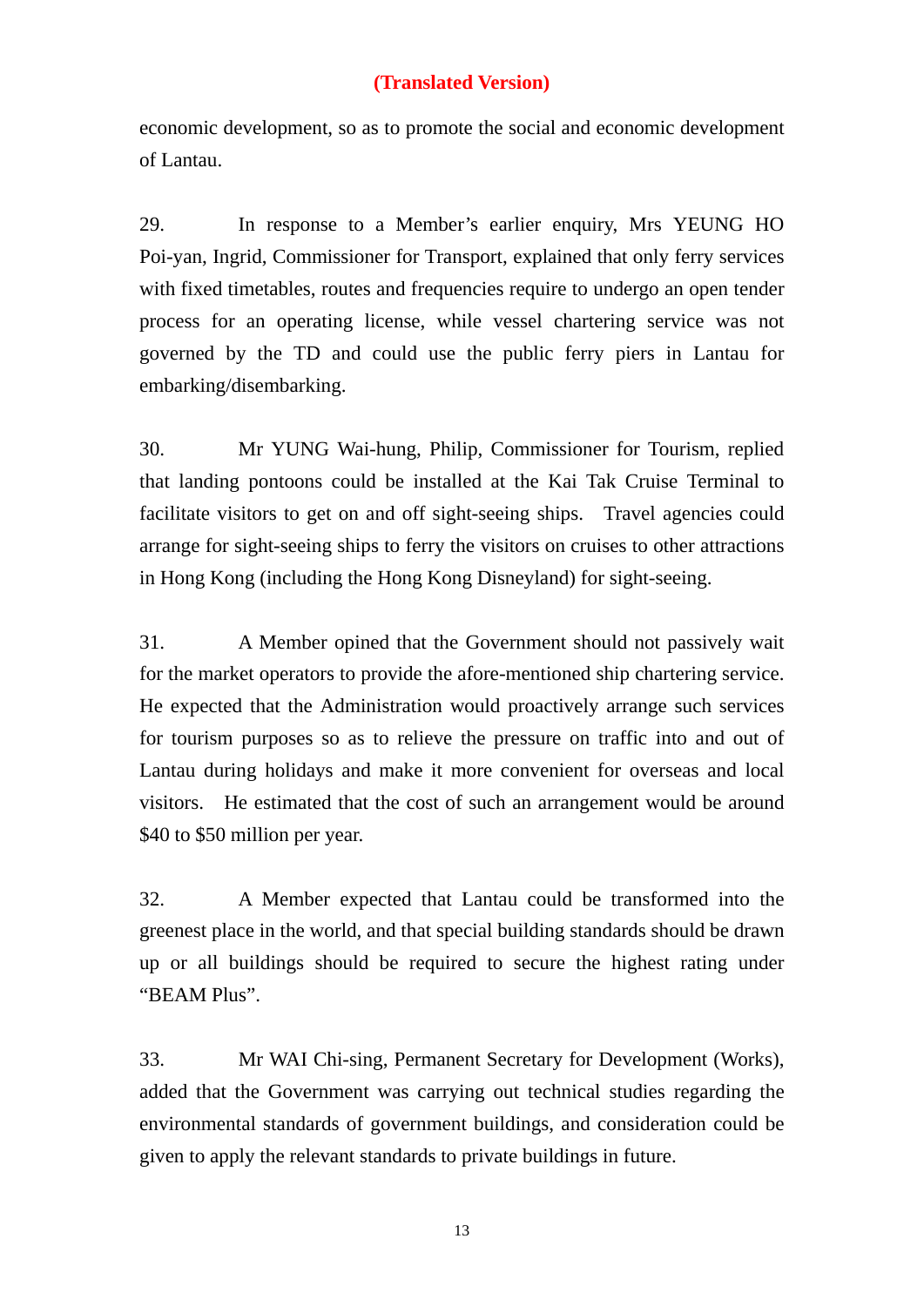**(Translated Version)**

economic development, so as to promote the social and economic development of Lantau.

29. In response to a Member's earlier enquiry, Mrs YEUNG HO Poi-yan, Ingrid, Commissioner for Transport, explained that only ferry services with fixed timetables, routes and frequencies require to undergo an open tender process for an operating license, while vessel chartering service was not governed by the TD and could use the public ferry piers in Lantau for embarking/disembarking.

30. Mr YUNG Wai-hung, Philip, Commissioner for Tourism, replied that landing pontoons could be installed at the Kai Tak Cruise Terminal to facilitate visitors to get on and off sight-seeing ships. Travel agencies could arrange for sight-seeing ships to ferry the visitors on cruises to other attractions in Hong Kong (including the Hong Kong Disneyland) for sight-seeing.

31. A Member opined that the Government should not passively wait for the market operators to provide the afore-mentioned ship chartering service. He expected that the Administration would proactively arrange such services for tourism purposes so as to relieve the pressure on traffic into and out of Lantau during holidays and make it more convenient for overseas and local visitors. He estimated that the cost of such an arrangement would be around $40 to $50 million per year.

32. A Member expected that Lantau could be transformed into the greenest place in the world, and that special building standards should be drawn up or all buildings should be required to secure the highest rating under "BEAM Plus".

33. Mr WAI Chi-sing, Permanent Secretary for Development (Works), added that the Government was carrying out technical studies regarding the environmental standards of government buildings, and consideration could be given to apply the relevant standards to private buildings in future.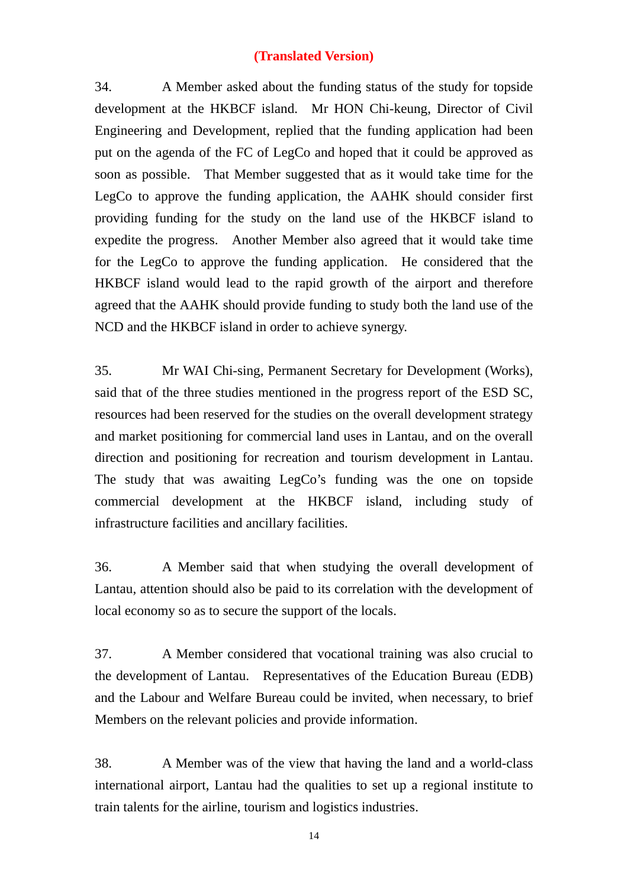**(Translated Version)**

34. A Member asked about the funding status of the study for topside development at the HKBCF island. Mr HON Chi-keung, Director of Civil Engineering and Development, replied that the funding application had been put on the agenda of the FC of LegCo and hoped that it could be approved as soon as possible. That Member suggested that as it would take time for the LegCo to approve the funding application, the AAHK should consider first providing funding for the study on the land use of the HKBCF island to expedite the progress. Another Member also agreed that it would take time for the LegCo to approve the funding application. He considered that the HKBCF island would lead to the rapid growth of the airport and therefore agreed that the AAHK should provide funding to study both the land use of the NCD and the HKBCF island in order to achieve synergy.

35. Mr WAI Chi-sing, Permanent Secretary for Development (Works), said that of the three studies mentioned in the progress report of the ESD SC, resources had been reserved for the studies on the overall development strategy and market positioning for commercial land uses in Lantau, and on the overall direction and positioning for recreation and tourism development in Lantau. The study that was awaiting LegCo's funding was the one on topside commercial development at the HKBCF island, including study of infrastructure facilities and ancillary facilities.

36. A Member said that when studying the overall development of Lantau, attention should also be paid to its correlation with the development of local economy so as to secure the support of the locals.

37. A Member considered that vocational training was also crucial to the development of Lantau. Representatives of the Education Bureau (EDB) and the Labour and Welfare Bureau could be invited, when necessary, to brief Members on the relevant policies and provide information.

38. A Member was of the view that having the land and a world-class international airport, Lantau had the qualities to set up a regional institute to train talents for the airline, tourism and logistics industries.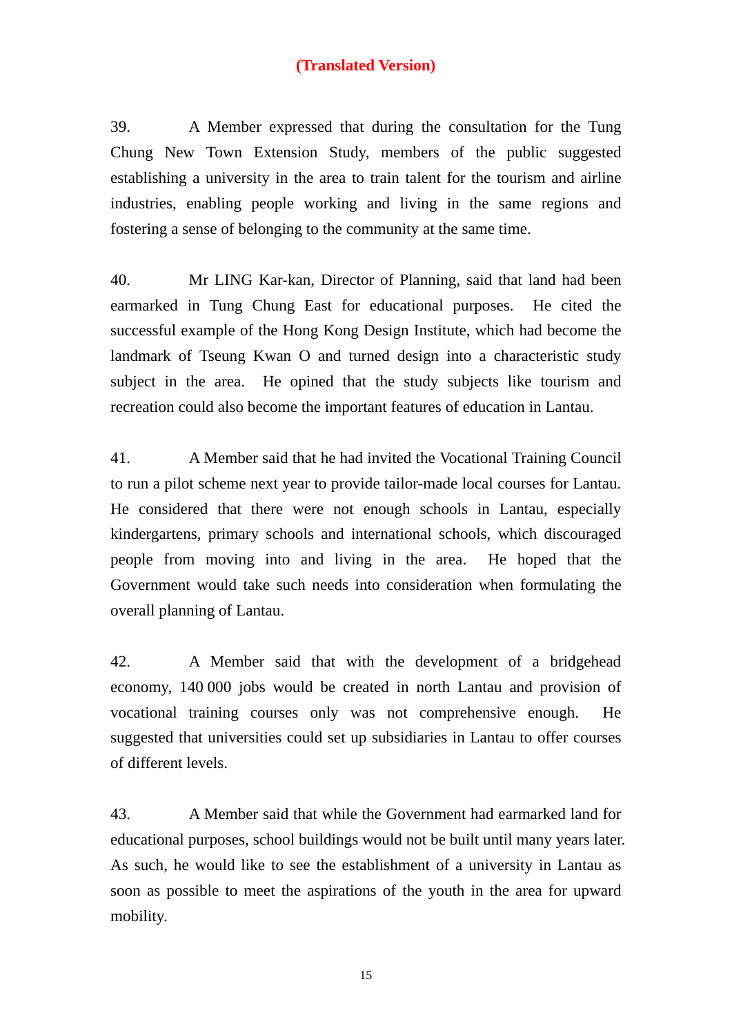**(Translated Version)**

39. A Member expressed that during the consultation for the Tung Chung New Town Extension Study, members of the public suggested establishing a university in the area to train talent for the tourism and airline industries, enabling people working and living in the same regions and fostering a sense of belonging to the community at the same time.

40. Mr LING Kar-kan, Director of Planning, said that land had been earmarked in Tung Chung East for educational purposes. He cited the successful example of the Hong Kong Design Institute, which had become the landmark of Tseung Kwan O and turned design into a characteristic study subject in the area. He opined that the study subjects like tourism and recreation could also become the important features of education in Lantau.

41. A Member said that he had invited the Vocational Training Council to run a pilot scheme next year to provide tailor-made local courses for Lantau. He considered that there were not enough schools in Lantau, especially kindergartens, primary schools and international schools, which discouraged people from moving into and living in the area. He hoped that the Government would take such needs into consideration when formulating the overall planning of Lantau.

42. A Member said that with the development of a bridgehead economy, 140 000 jobs would be created in north Lantau and provision of vocational training courses only was not comprehensive enough. He suggested that universities could set up subsidiaries in Lantau to offer courses of different levels.

43. A Member said that while the Government had earmarked land for educational purposes, school buildings would not be built until many years later. As such, he would like to see the establishment of a university in Lantau as soon as possible to meet the aspirations of the youth in the area for upward mobility.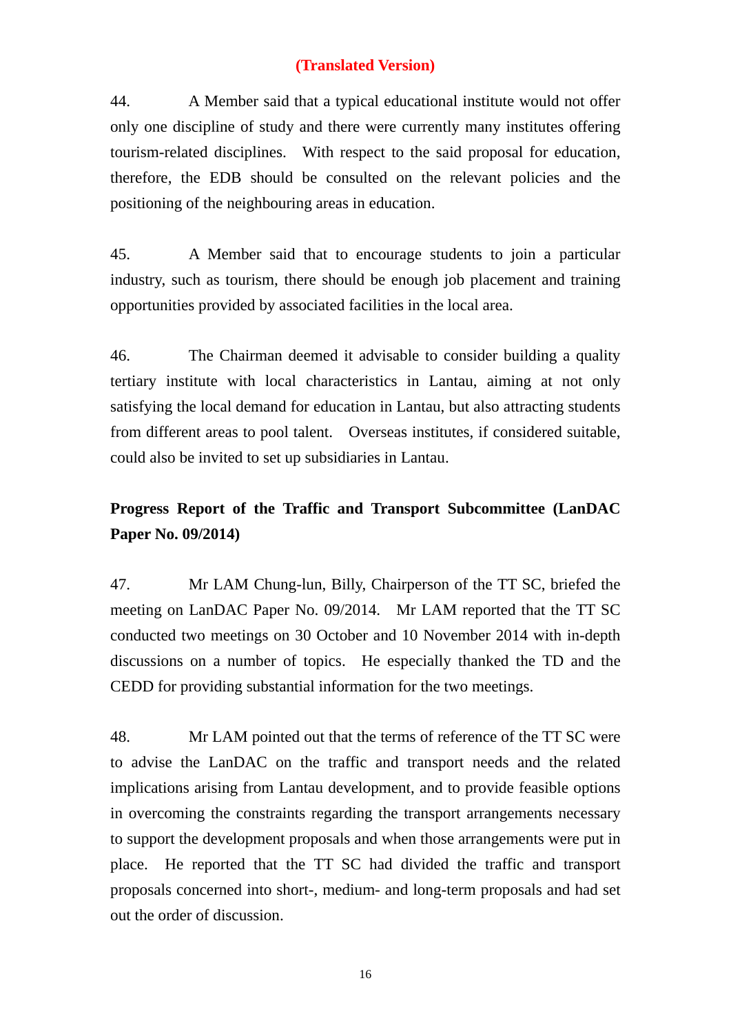**(Translated Version)**

44. A Member said that a typical educational institute would not offer only one discipline of study and there were currently many institutes offering tourism-related disciplines. With respect to the said proposal for education, therefore, the EDB should be consulted on the relevant policies and the positioning of the neighbouring areas in education.

45. A Member said that to encourage students to join a particular industry, such as tourism, there should be enough job placement and training opportunities provided by associated facilities in the local area.

46. The Chairman deemed it advisable to consider building a quality tertiary institute with local characteristics in Lantau, aiming at not only satisfying the local demand for education in Lantau, but also attracting students from different areas to pool talent. Overseas institutes, if considered suitable, could also be invited to set up subsidiaries in Lantau.

**Progress Report of the Traffic and Transport Subcommittee (LanDAC Paper No. 09/2014)**

47. Mr LAM Chung-lun, Billy, Chairperson of the TT SC, briefed the meeting on LanDAC Paper No. 09/2014. Mr LAM reported that the TT SC conducted two meetings on 30 October and 10 November 2014 with in-depth discussions on a number of topics. He especially thanked the TD and the CEDD for providing substantial information for the two meetings.

48. Mr LAM pointed out that the terms of reference of the TT SC were to advise the LanDAC on the traffic and transport needs and the related implications arising from Lantau development, and to provide feasible options in overcoming the constraints regarding the transport arrangements necessary to support the development proposals and when those arrangements were put in place. He reported that the TT SC had divided the traffic and transport proposals concerned into short-, medium- and long-term proposals and had set out the order of discussion.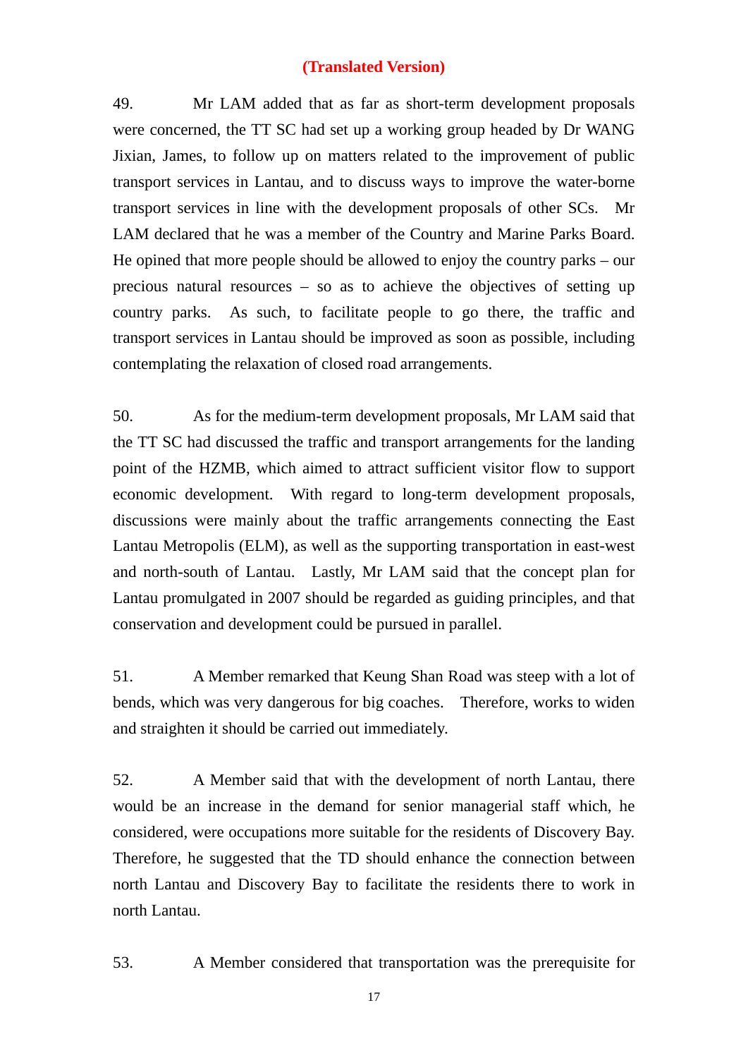**(Translated Version)**

49. Mr LAM added that as far as short-term development proposals were concerned, the TT SC had set up a working group headed by Dr WANG Jixian, James, to follow up on matters related to the improvement of public transport services in Lantau, and to discuss ways to improve the water-borne transport services in line with the development proposals of other SCs. Mr LAM declared that he was a member of the Country and Marine Parks Board. He opined that more people should be allowed to enjoy the country parks – our precious natural resources – so as to achieve the objectives of setting up country parks. As such, to facilitate people to go there, the traffic and transport services in Lantau should be improved as soon as possible, including contemplating the relaxation of closed road arrangements.

50. As for the medium-term development proposals, Mr LAM said that the TT SC had discussed the traffic and transport arrangements for the landing point of the HZMB, which aimed to attract sufficient visitor flow to support economic development. With regard to long-term development proposals, discussions were mainly about the traffic arrangements connecting the East Lantau Metropolis (ELM), as well as the supporting transportation in east-west and north-south of Lantau. Lastly, Mr LAM said that the concept plan for Lantau promulgated in 2007 should be regarded as guiding principles, and that conservation and development could be pursued in parallel.

51. A Member remarked that Keung Shan Road was steep with a lot of bends, which was very dangerous for big coaches. Therefore, works to widen and straighten it should be carried out immediately.

52. A Member said that with the development of north Lantau, there would be an increase in the demand for senior managerial staff which, he considered, were occupations more suitable for the residents of Discovery Bay. Therefore, he suggested that the TD should enhance the connection between north Lantau and Discovery Bay to facilitate the residents there to work in north Lantau.

53. A Member considered that transportation was the prerequisite for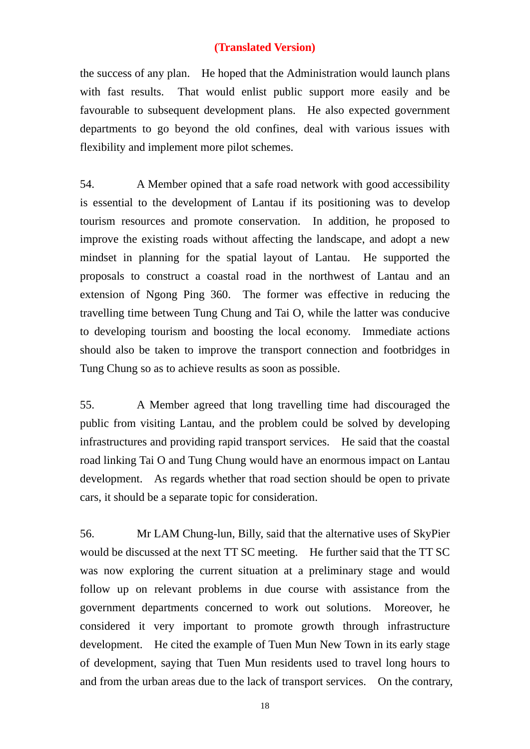**(Translated Version)**

the success of any plan. He hoped that the Administration would launch plans with fast results. That would enlist public support more easily and be favourable to subsequent development plans. He also expected government departments to go beyond the old confines, deal with various issues with flexibility and implement more pilot schemes.

54. A Member opined that a safe road network with good accessibility is essential to the development of Lantau if its positioning was to develop tourism resources and promote conservation. In addition, he proposed to improve the existing roads without affecting the landscape, and adopt a new mindset in planning for the spatial layout of Lantau. He supported the proposals to construct a coastal road in the northwest of Lantau and an extension of Ngong Ping 360. The former was effective in reducing the travelling time between Tung Chung and Tai O, while the latter was conducive to developing tourism and boosting the local economy. Immediate actions should also be taken to improve the transport connection and footbridges in Tung Chung so as to achieve results as soon as possible.

55. A Member agreed that long travelling time had discouraged the public from visiting Lantau, and the problem could be solved by developing infrastructures and providing rapid transport services. He said that the coastal road linking Tai O and Tung Chung would have an enormous impact on Lantau development. As regards whether that road section should be open to private cars, it should be a separate topic for consideration.

56. Mr LAM Chung-lun, Billy, said that the alternative uses of SkyPier would be discussed at the next TT SC meeting. He further said that the TT SC was now exploring the current situation at a preliminary stage and would follow up on relevant problems in due course with assistance from the government departments concerned to work out solutions. Moreover, he considered it very important to promote growth through infrastructure development. He cited the example of Tuen Mun New Town in its early stage of development, saying that Tuen Mun residents used to travel long hours to and from the urban areas due to the lack of transport services. On the contrary,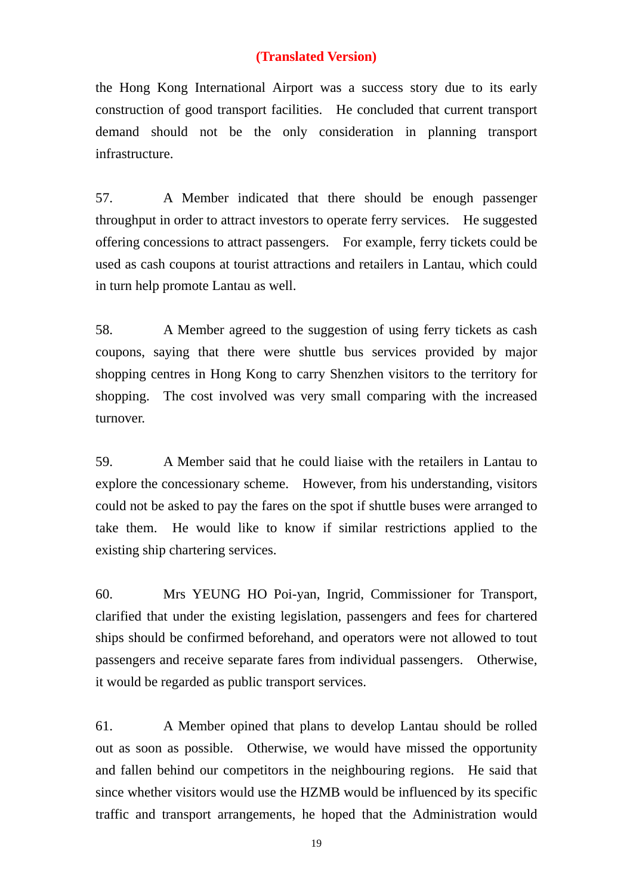**(Translated Version)**

the Hong Kong International Airport was a success story due to its early construction of good transport facilities. He concluded that current transport demand should not be the only consideration in planning transport infrastructure.

57. A Member indicated that there should be enough passenger throughput in order to attract investors to operate ferry services. He suggested offering concessions to attract passengers. For example, ferry tickets could be used as cash coupons at tourist attractions and retailers in Lantau, which could in turn help promote Lantau as well.

58. A Member agreed to the suggestion of using ferry tickets as cash coupons, saying that there were shuttle bus services provided by major shopping centres in Hong Kong to carry Shenzhen visitors to the territory for shopping. The cost involved was very small comparing with the increased turnover.

59. A Member said that he could liaise with the retailers in Lantau to explore the concessionary scheme. However, from his understanding, visitors could not be asked to pay the fares on the spot if shuttle buses were arranged to take them. He would like to know if similar restrictions applied to the existing ship chartering services.

60. Mrs YEUNG HO Poi-yan, Ingrid, Commissioner for Transport, clarified that under the existing legislation, passengers and fees for chartered ships should be confirmed beforehand, and operators were not allowed to tout passengers and receive separate fares from individual passengers. Otherwise, it would be regarded as public transport services.

61. A Member opined that plans to develop Lantau should be rolled out as soon as possible. Otherwise, we would have missed the opportunity and fallen behind our competitors in the neighbouring regions. He said that since whether visitors would use the HZMB would be influenced by its specific traffic and transport arrangements, he hoped that the Administration would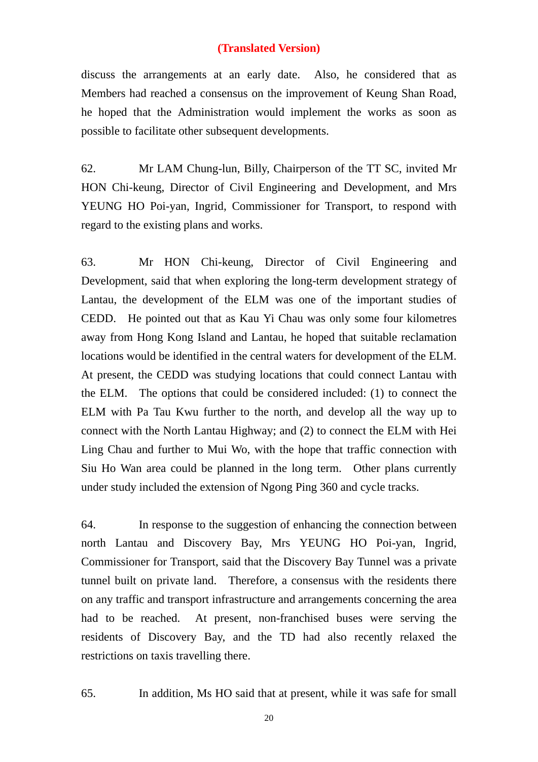**(Translated Version)**

discuss the arrangements at an early date. Also, he considered that as Members had reached a consensus on the improvement of Keung Shan Road, he hoped that the Administration would implement the works as soon as possible to facilitate other subsequent developments.

62. Mr LAM Chung-lun, Billy, Chairperson of the TT SC, invited Mr HON Chi-keung, Director of Civil Engineering and Development, and Mrs YEUNG HO Poi-yan, Ingrid, Commissioner for Transport, to respond with regard to the existing plans and works.

63. Mr HON Chi-keung, Director of Civil Engineering and Development, said that when exploring the long-term development strategy of Lantau, the development of the ELM was one of the important studies of CEDD. He pointed out that as Kau Yi Chau was only some four kilometres away from Hong Kong Island and Lantau, he hoped that suitable reclamation locations would be identified in the central waters for development of the ELM. At present, the CEDD was studying locations that could connect Lantau with the ELM. The options that could be considered included: (1) to connect the ELM with Pa Tau Kwu further to the north, and develop all the way up to connect with the North Lantau Highway; and (2) to connect the ELM with Hei Ling Chau and further to Mui Wo, with the hope that traffic connection with Siu Ho Wan area could be planned in the long term. Other plans currently under study included the extension of Ngong Ping 360 and cycle tracks.

64. In response to the suggestion of enhancing the connection between north Lantau and Discovery Bay, Mrs YEUNG HO Poi-yan, Ingrid, Commissioner for Transport, said that the Discovery Bay Tunnel was a private tunnel built on private land. Therefore, a consensus with the residents there on any traffic and transport infrastructure and arrangements concerning the area had to be reached. At present, non-franchised buses were serving the residents of Discovery Bay, and the TD had also recently relaxed the restrictions on taxis travelling there.

65. In addition, Ms HO said that at present, while it was safe for small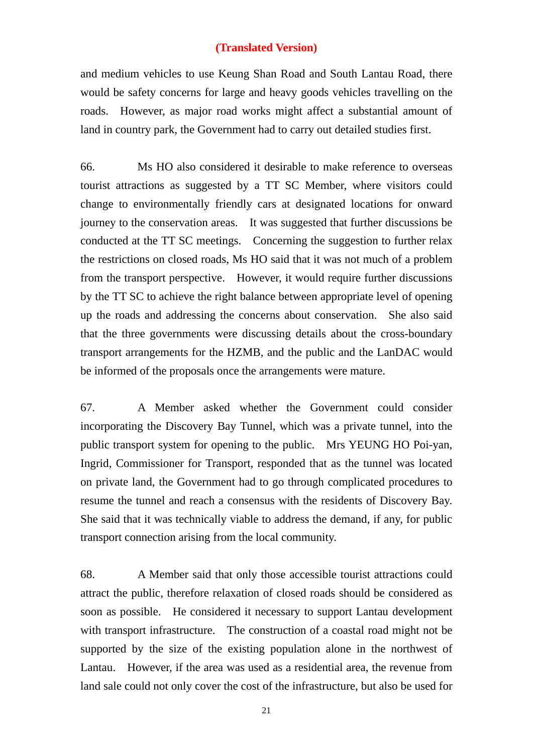**(Translated Version)**

and medium vehicles to use Keung Shan Road and South Lantau Road, there would be safety concerns for large and heavy goods vehicles travelling on the roads. However, as major road works might affect a substantial amount of land in country park, the Government had to carry out detailed studies first.

66. Ms HO also considered it desirable to make reference to overseas tourist attractions as suggested by a TT SC Member, where visitors could change to environmentally friendly cars at designated locations for onward journey to the conservation areas. It was suggested that further discussions be conducted at the TT SC meetings. Concerning the suggestion to further relax the restrictions on closed roads, Ms HO said that it was not much of a problem from the transport perspective. However, it would require further discussions by the TT SC to achieve the right balance between appropriate level of opening up the roads and addressing the concerns about conservation. She also said that the three governments were discussing details about the cross-boundary transport arrangements for the HZMB, and the public and the LanDAC would be informed of the proposals once the arrangements were mature.

67. A Member asked whether the Government could consider incorporating the Discovery Bay Tunnel, which was a private tunnel, into the public transport system for opening to the public. Mrs YEUNG HO Poi-yan, Ingrid, Commissioner for Transport, responded that as the tunnel was located on private land, the Government had to go through complicated procedures to resume the tunnel and reach a consensus with the residents of Discovery Bay. She said that it was technically viable to address the demand, if any, for public transport connection arising from the local community.

68. A Member said that only those accessible tourist attractions could attract the public, therefore relaxation of closed roads should be considered as soon as possible. He considered it necessary to support Lantau development with transport infrastructure. The construction of a coastal road might not be supported by the size of the existing population alone in the northwest of Lantau. However, if the area was used as a residential area, the revenue from land sale could not only cover the cost of the infrastructure, but also be used for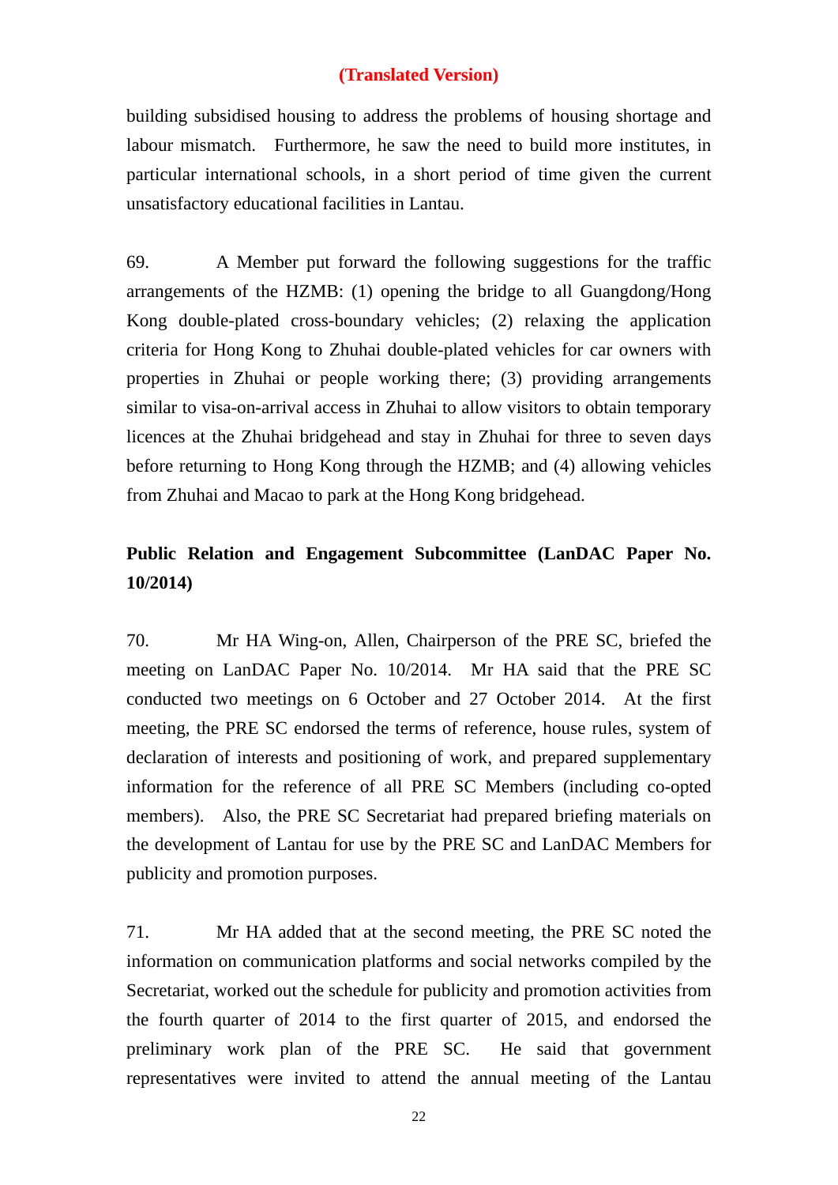**(Translated Version)**

building subsidised housing to address the problems of housing shortage and labour mismatch. Furthermore, he saw the need to build more institutes, in particular international schools, in a short period of time given the current unsatisfactory educational facilities in Lantau.

69. A Member put forward the following suggestions for the traffic arrangements of the HZMB: (1) opening the bridge to all Guangdong/Hong Kong double-plated cross-boundary vehicles; (2) relaxing the application criteria for Hong Kong to Zhuhai double-plated vehicles for car owners with properties in Zhuhai or people working there; (3) providing arrangements similar to visa-on-arrival access in Zhuhai to allow visitors to obtain temporary licences at the Zhuhai bridgehead and stay in Zhuhai for three to seven days before returning to Hong Kong through the HZMB; and (4) allowing vehicles from Zhuhai and Macao to park at the Hong Kong bridgehead.

**Public Relation and Engagement Subcommittee (LanDAC Paper No. 10/2014)**

70. Mr HA Wing-on, Allen, Chairperson of the PRE SC, briefed the meeting on LanDAC Paper No. 10/2014. Mr HA said that the PRE SC conducted two meetings on 6 October and 27 October 2014. At the first meeting, the PRE SC endorsed the terms of reference, house rules, system of declaration of interests and positioning of work, and prepared supplementary information for the reference of all PRE SC Members (including co-opted members). Also, the PRE SC Secretariat had prepared briefing materials on the development of Lantau for use by the PRE SC and LanDAC Members for publicity and promotion purposes.

71. Mr HA added that at the second meeting, the PRE SC noted the information on communication platforms and social networks compiled by the Secretariat, worked out the schedule for publicity and promotion activities from the fourth quarter of 2014 to the first quarter of 2015, and endorsed the preliminary work plan of the PRE SC. He said that government representatives were invited to attend the annual meeting of the Lantau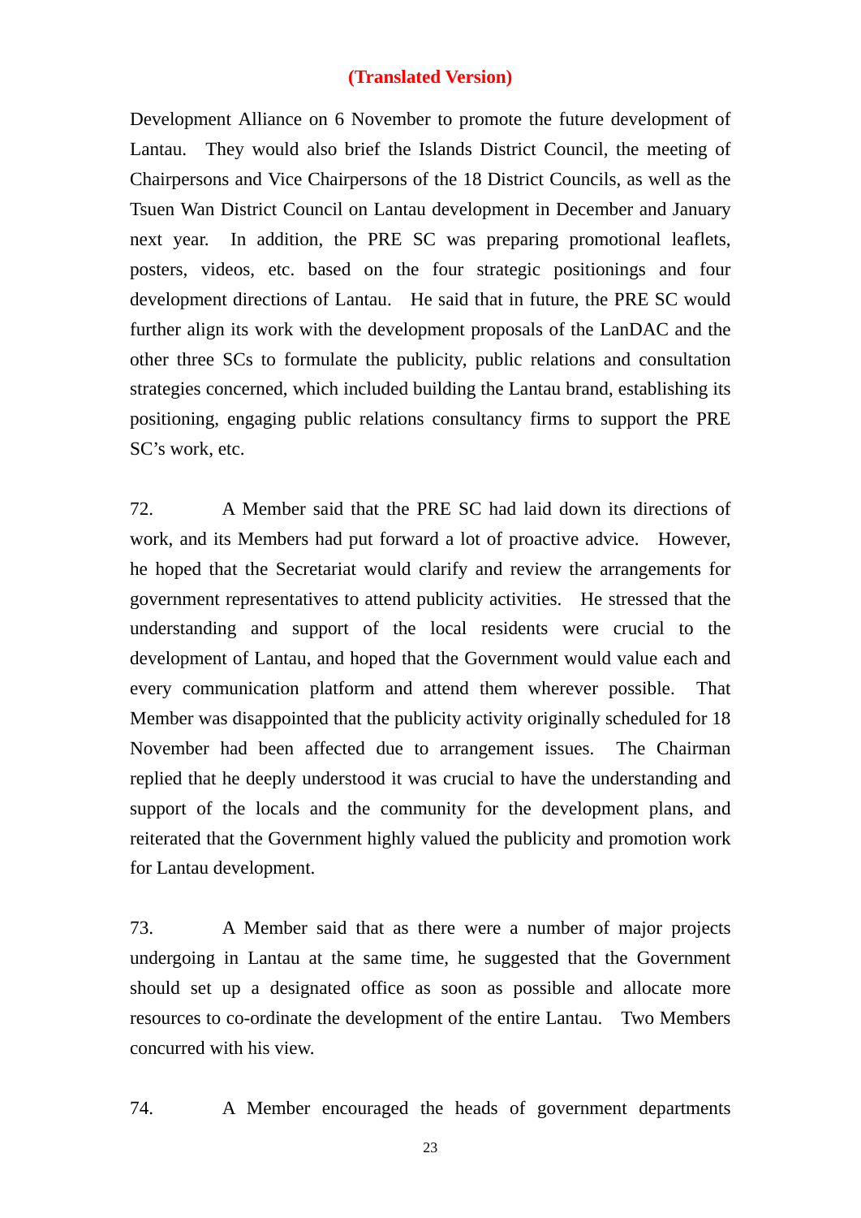**(Translated Version)**

Development Alliance on 6 November to promote the future development of Lantau. They would also brief the Islands District Council, the meeting of Chairpersons and Vice Chairpersons of the 18 District Councils, as well as the Tsuen Wan District Council on Lantau development in December and January next year. In addition, the PRE SC was preparing promotional leaflets, posters, videos, etc. based on the four strategic positionings and four development directions of Lantau. He said that in future, the PRE SC would further align its work with the development proposals of the LanDAC and the other three SCs to formulate the publicity, public relations and consultation strategies concerned, which included building the Lantau brand, establishing its positioning, engaging public relations consultancy firms to support the PRE SC's work, etc.

72. A Member said that the PRE SC had laid down its directions of work, and its Members had put forward a lot of proactive advice. However, he hoped that the Secretariat would clarify and review the arrangements for government representatives to attend publicity activities. He stressed that the understanding and support of the local residents were crucial to the development of Lantau, and hoped that the Government would value each and every communication platform and attend them wherever possible. That Member was disappointed that the publicity activity originally scheduled for 18 November had been affected due to arrangement issues. The Chairman replied that he deeply understood it was crucial to have the understanding and support of the locals and the community for the development plans, and reiterated that the Government highly valued the publicity and promotion work for Lantau development.

73. A Member said that as there were a number of major projects undergoing in Lantau at the same time, he suggested that the Government should set up a designated office as soon as possible and allocate more resources to co-ordinate the development of the entire Lantau. Two Members concurred with his view.

74. A Member encouraged the heads of government departments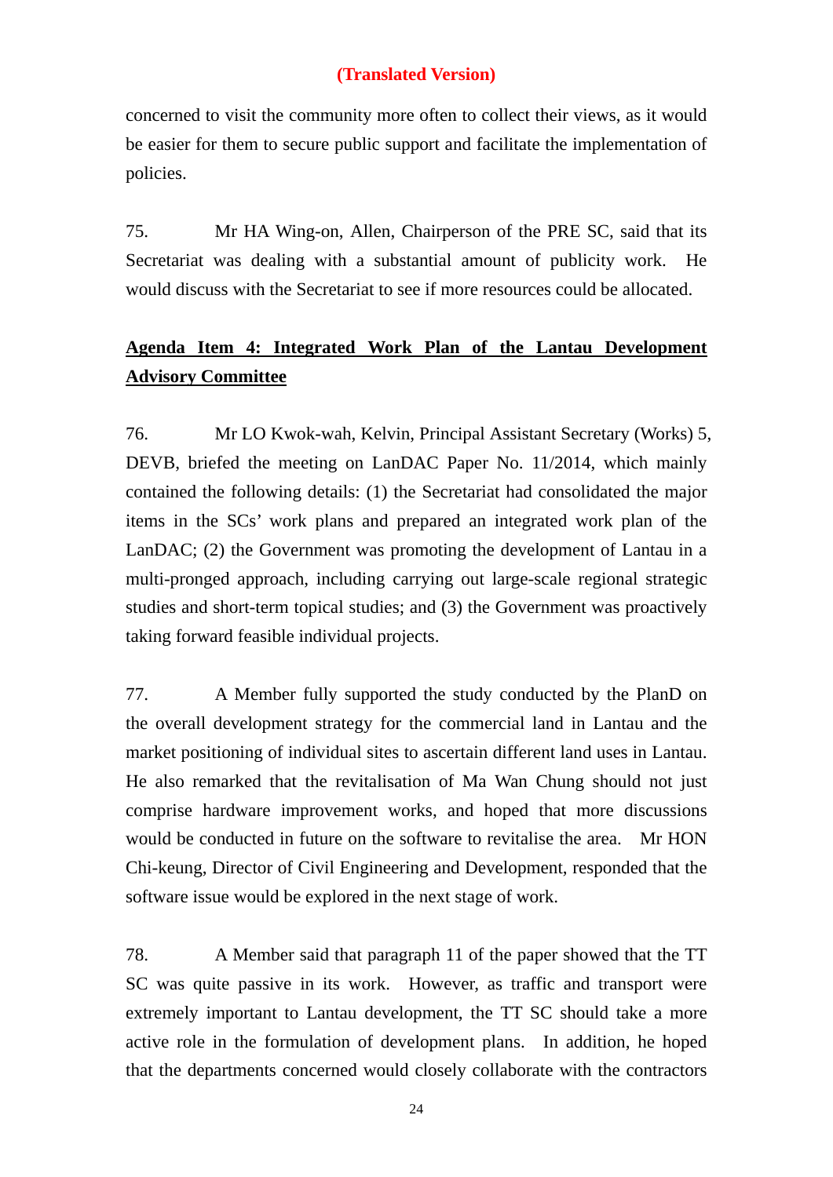**(Translated Version)**

concerned to visit the community more often to collect their views, as it would be easier for them to secure public support and facilitate the implementation of policies.

75. Mr HA Wing-on, Allen, Chairperson of the PRE SC, said that its Secretariat was dealing with a substantial amount of publicity work. He would discuss with the Secretariat to see if more resources could be allocated.

**Agenda Item 4: Integrated Work Plan of the Lantau Development Advisory Committee**

76. Mr LO Kwok-wah, Kelvin, Principal Assistant Secretary (Works) 5, DEVB, briefed the meeting on LanDAC Paper No. 11/2014, which mainly contained the following details: (1) the Secretariat had consolidated the major items in the SCs' work plans and prepared an integrated work plan of the LanDAC; (2) the Government was promoting the development of Lantau in a multi-pronged approach, including carrying out large-scale regional strategic studies and short-term topical studies; and (3) the Government was proactively taking forward feasible individual projects.

77. A Member fully supported the study conducted by the PlanD on the overall development strategy for the commercial land in Lantau and the market positioning of individual sites to ascertain different land uses in Lantau. He also remarked that the revitalisation of Ma Wan Chung should not just comprise hardware improvement works, and hoped that more discussions would be conducted in future on the software to revitalise the area. Mr HON Chi-keung, Director of Civil Engineering and Development, responded that the software issue would be explored in the next stage of work.

78. A Member said that paragraph 11 of the paper showed that the TT SC was quite passive in its work. However, as traffic and transport were extremely important to Lantau development, the TT SC should take a more active role in the formulation of development plans. In addition, he hoped that the departments concerned would closely collaborate with the contractors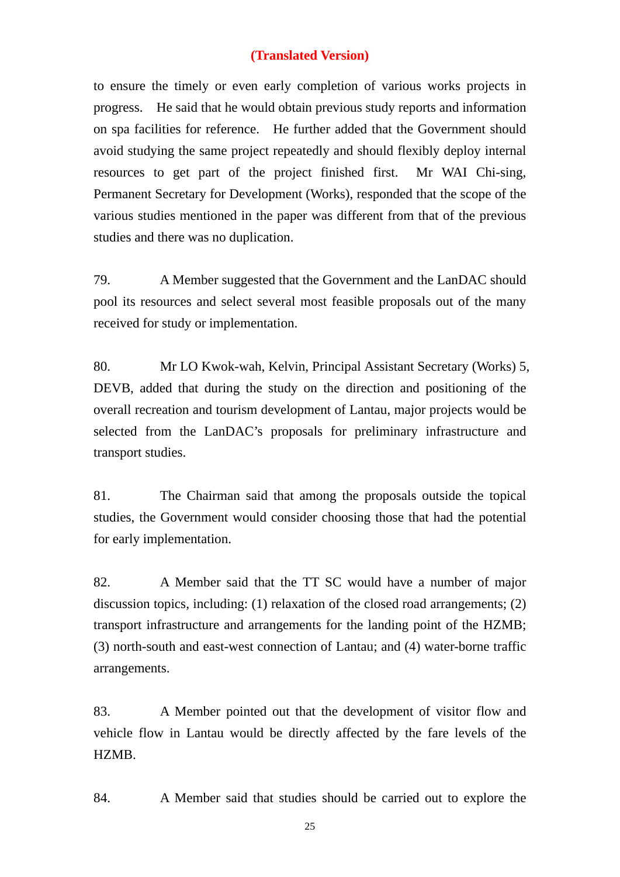**(Translated Version)**

to ensure the timely or even early completion of various works projects in progress. He said that he would obtain previous study reports and information on spa facilities for reference. He further added that the Government should avoid studying the same project repeatedly and should flexibly deploy internal resources to get part of the project finished first. Mr WAI Chi-sing, Permanent Secretary for Development (Works), responded that the scope of the various studies mentioned in the paper was different from that of the previous studies and there was no duplication.

79. A Member suggested that the Government and the LanDAC should pool its resources and select several most feasible proposals out of the many received for study or implementation.

80. Mr LO Kwok-wah, Kelvin, Principal Assistant Secretary (Works) 5, DEVB, added that during the study on the direction and positioning of the overall recreation and tourism development of Lantau, major projects would be selected from the LanDAC's proposals for preliminary infrastructure and transport studies.

81. The Chairman said that among the proposals outside the topical studies, the Government would consider choosing those that had the potential for early implementation.

82. A Member said that the TT SC would have a number of major discussion topics, including: (1) relaxation of the closed road arrangements; (2) transport infrastructure and arrangements for the landing point of the HZMB; (3) north-south and east-west connection of Lantau; and (4) water-borne traffic arrangements.

83. A Member pointed out that the development of visitor flow and vehicle flow in Lantau would be directly affected by the fare levels of the HZMB.

84. A Member said that studies should be carried out to explore the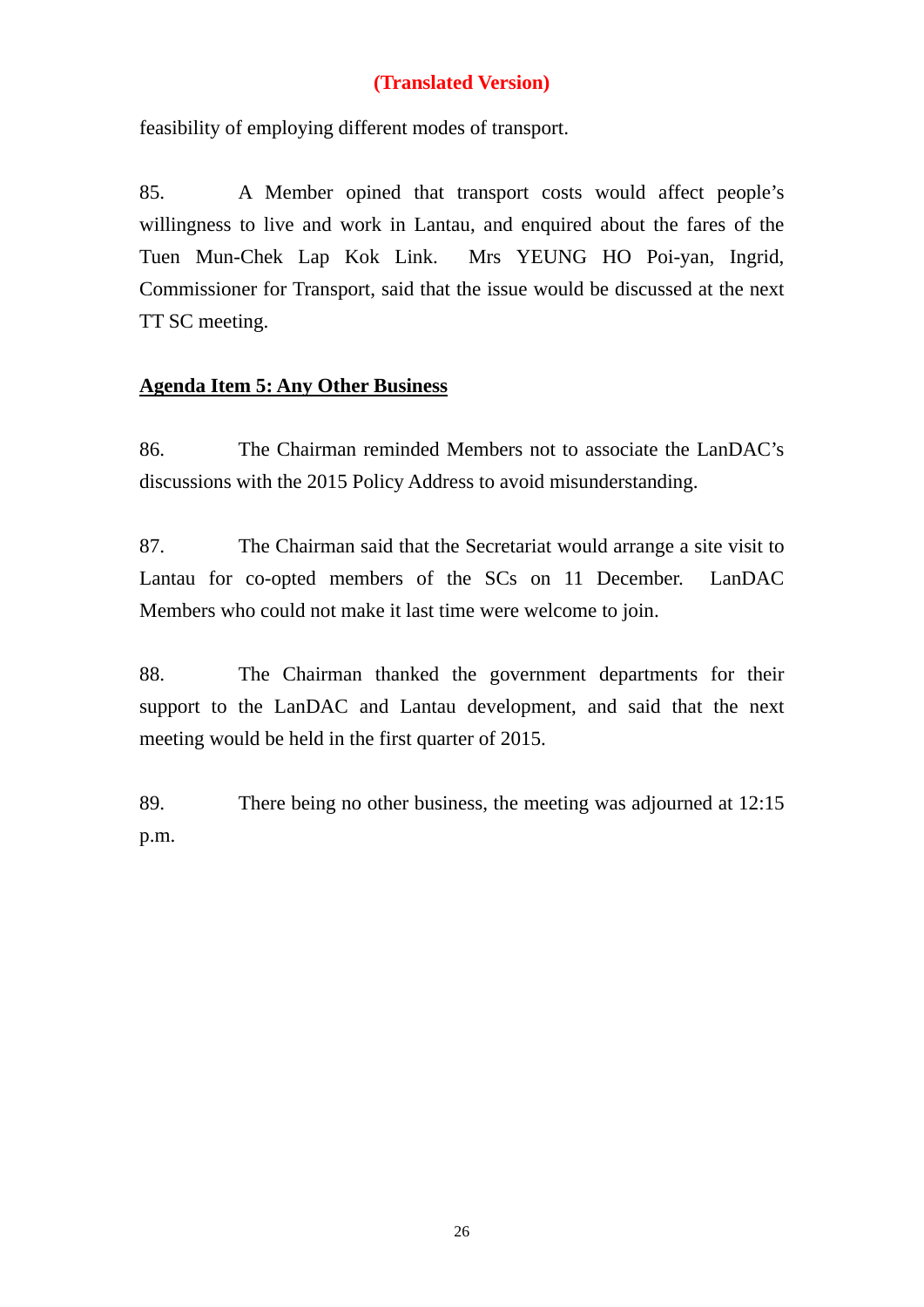**(Translated Version)**

feasibility of employing different modes of transport.

85. A Member opined that transport costs would affect people's willingness to live and work in Lantau, and enquired about the fares of the Tuen Mun-Chek Lap Kok Link. Mrs YEUNG HO Poi-yan, Ingrid, Commissioner for Transport, said that the issue would be discussed at the next TT SC meeting.

## Agenda Item 5: Any Other Business

86. The Chairman reminded Members not to associate the LanDAC's discussions with the 2015 Policy Address to avoid misunderstanding.

87. The Chairman said that the Secretariat would arrange a site visit to Lantau for co-opted members of the SCs on 11 December. LanDAC Members who could not make it last time were welcome to join.

88. The Chairman thanked the government departments for their support to the LanDAC and Lantau development, and said that the next meeting would be held in the first quarter of 2015.

89. There being no other business, the meeting was adjourned at 12:15 p.m.